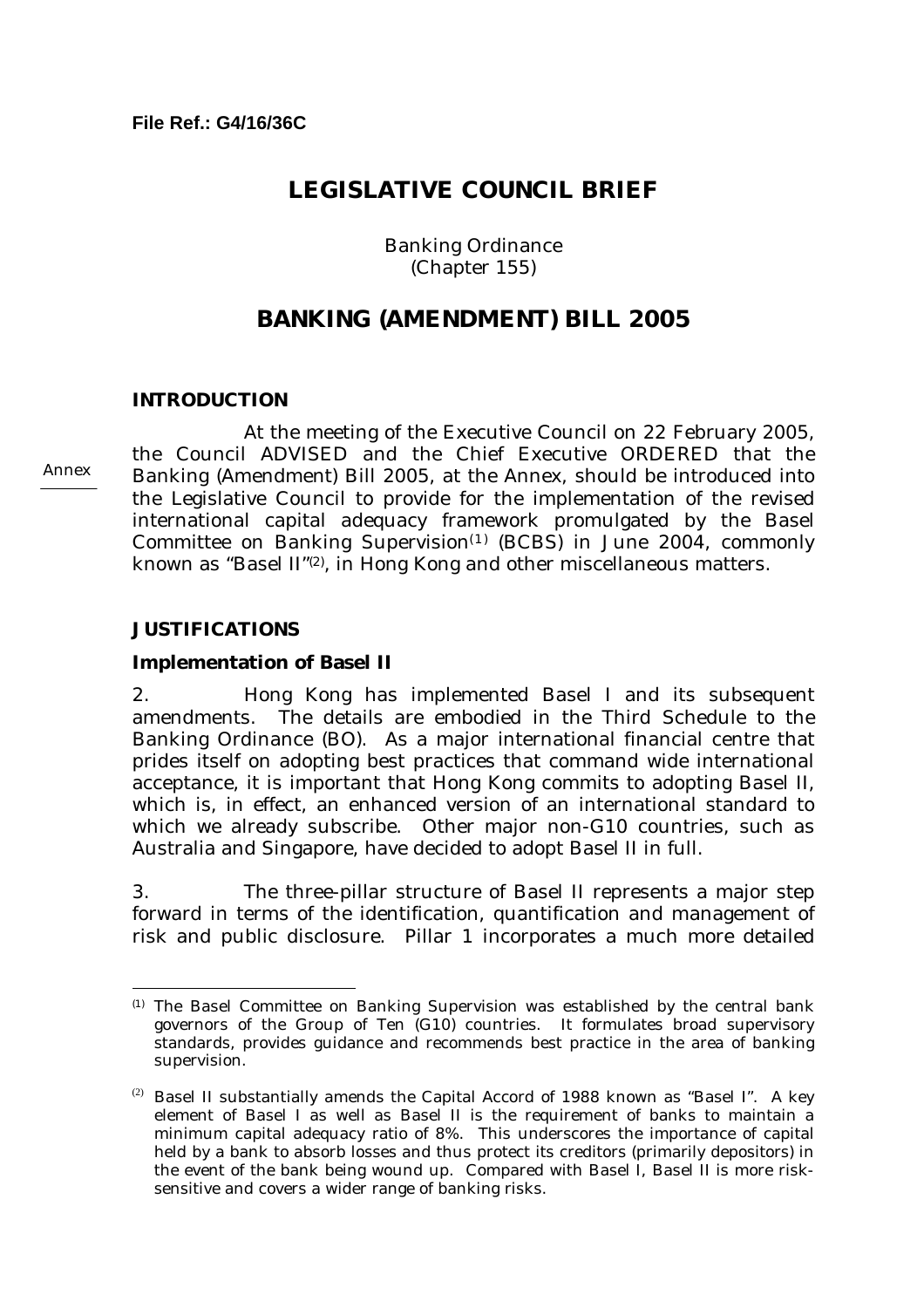**File Ref.: G4/16/36C**

# LEGISLATIVE COUNCIL BRIEF

Banking Ordinance
(Chapter 155)

# BANKING (AMENDMENT) BILL 2005

## INTRODUCTION

Annex

At the meeting of the Executive Council on 22 February 2005, the Council ADVISED and the Chief Executive ORDERED that the Banking (Amendment) Bill 2005, at the Annex, should be introduced into the Legislative Council to provide for the implementation of the revised international capital adequacy framework promulgated by the Basel Committee on Banking Supervision[(1)] (BCBS) in June 2004, commonly known as "Basel II"[(2)], in Hong Kong and other miscellaneous matters.

## JUSTIFICATIONS

### Implementation of Basel II

2. Hong Kong has implemented Basel I and its subsequent amendments. The details are embodied in the Third Schedule to the Banking Ordinance (BO). As a major international financial centre that prides itself on adopting best practices that command wide international acceptance, it is important that Hong Kong commits to adopting Basel II, which is, in effect, an enhanced version of an international standard to which we already subscribe. Other major non-G10 countries, such as Australia and Singapore, have decided to adopt Basel II in full.

3. The three-pillar structure of Basel II represents a major step forward in terms of the identification, quantification and management of risk and public disclosure. Pillar 1 incorporates a much more detailed

---

(1) The Basel Committee on Banking Supervision was established by the central bank governors of the Group of Ten (G10) countries. It formulates broad supervisory standards, provides guidance and recommends best practice in the area of banking supervision.

(2) Basel II substantially amends the Capital Accord of 1988 known as "Basel I". A key element of Basel I as well as Basel II is the requirement of banks to maintain a minimum capital adequacy ratio of 8%. This underscores the importance of capital held by a bank to absorb losses and thus protect its creditors (primarily depositors) in the event of the bank being wound up. Compared with Basel I, Basel II is more risk-sensitive and covers a wider range of banking risks.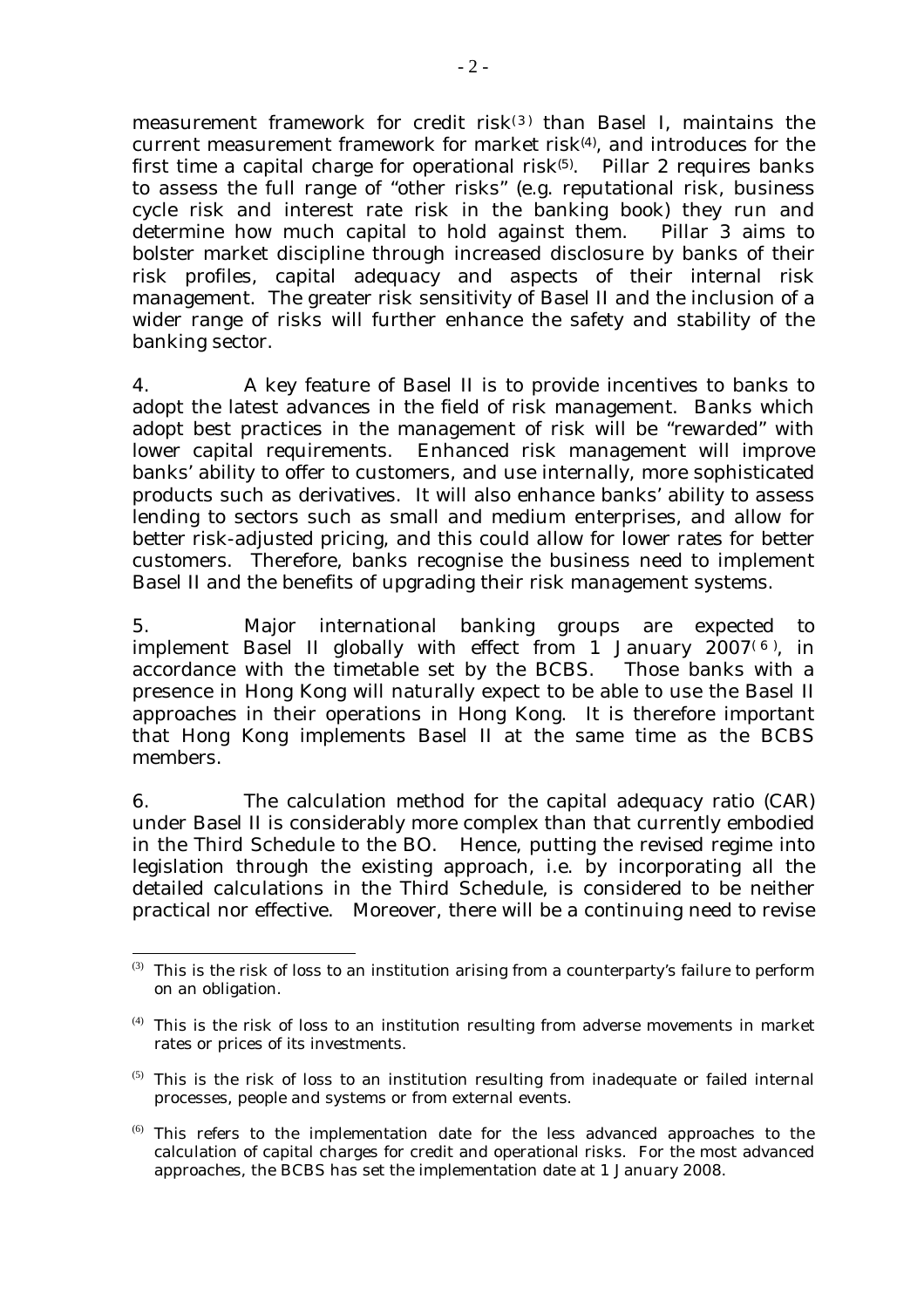measurement framework for credit risk[3] than Basel I, maintains the current measurement framework for market risk[4], and introduces for the first time a capital charge for operational risk[5]. Pillar 2 requires banks to assess the full range of "other risks" (e.g. reputational risk, business cycle risk and interest rate risk in the banking book) they run and determine how much capital to hold against them. Pillar 3 aims to bolster market discipline through increased disclosure by banks of their risk profiles, capital adequacy and aspects of their internal risk management. The greater risk sensitivity of Basel II and the inclusion of a wider range of risks will further enhance the safety and stability of the banking sector.

4. A key feature of Basel II is to provide incentives to banks to adopt the latest advances in the field of risk management. Banks which adopt best practices in the management of risk will be "rewarded" with lower capital requirements. Enhanced risk management will improve banks' ability to offer to customers, and use internally, more sophisticated products such as derivatives. It will also enhance banks' ability to assess lending to sectors such as small and medium enterprises, and allow for better risk-adjusted pricing, and this could allow for lower rates for better customers. Therefore, banks recognise the business need to implement Basel II and the benefits of upgrading their risk management systems.

5. Major international banking groups are expected to implement Basel II globally with effect from 1 January 2007[6], in accordance with the timetable set by the BCBS. Those banks with a presence in Hong Kong will naturally expect to be able to use the Basel II approaches in their operations in Hong Kong. It is therefore important that Hong Kong implements Basel II at the same time as the BCBS members.

6. The calculation method for the capital adequacy ratio (CAR) under Basel II is considerably more complex than that currently embodied in the Third Schedule to the BO. Hence, putting the revised regime into legislation through the existing approach, i.e. by incorporating all the detailed calculations in the Third Schedule, is considered to be neither practical nor effective. Moreover, there will be a continuing need to revise

---

[3] This is the risk of loss to an institution arising from a counterparty's failure to perform on an obligation.

[4] This is the risk of loss to an institution resulting from adverse movements in market rates or prices of its investments.

[5] This is the risk of loss to an institution resulting from inadequate or failed internal processes, people and systems or from external events.

[6] This refers to the implementation date for the less advanced approaches to the calculation of capital charges for credit and operational risks. For the most advanced approaches, the BCBS has set the implementation date at 1 January 2008.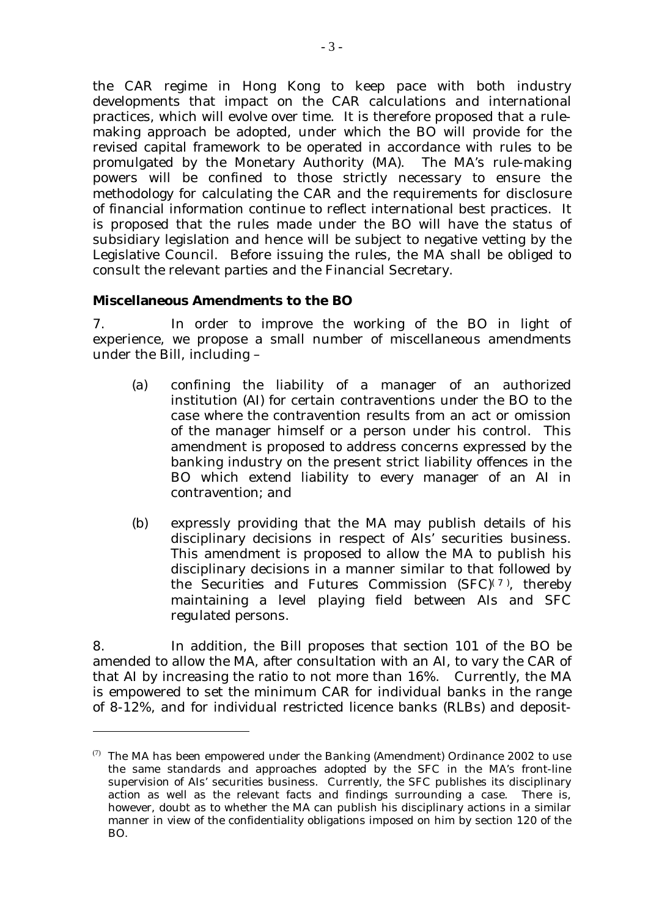the CAR regime in Hong Kong to keep pace with both industry developments that impact on the CAR calculations and international practices, which will evolve over time. It is therefore proposed that a rule-making approach be adopted, under which the BO will provide for the revised capital framework to be operated in accordance with rules to be promulgated by the Monetary Authority (MA). The MA's rule-making powers will be confined to those strictly necessary to ensure the methodology for calculating the CAR and the requirements for disclosure of financial information continue to reflect international best practices. It is proposed that the rules made under the BO will have the status of subsidiary legislation and hence will be subject to negative vetting by the Legislative Council. Before issuing the rules, the MA shall be obliged to consult the relevant parties and the Financial Secretary.

**Miscellaneous Amendments to the BO**

7. In order to improve the working of the BO in light of experience, we propose a small number of miscellaneous amendments under the Bill, including –

(a) confining the liability of a manager of an authorized institution (AI) for certain contraventions under the BO to the case where the contravention results from an act or omission of the manager himself or a person under his control. This amendment is proposed to address concerns expressed by the banking industry on the present strict liability offences in the BO which extend liability to every manager of an AI in contravention; and

(b) expressly providing that the MA may publish details of his disciplinary decisions in respect of AIs' securities business. This amendment is proposed to allow the MA to publish his disciplinary decisions in a manner similar to that followed by the Securities and Futures Commission (SFC)[7], thereby maintaining a level playing field between AIs and SFC regulated persons.

8. In addition, the Bill proposes that section 101 of the BO be amended to allow the MA, after consultation with an AI, to vary the CAR of that AI by increasing the ratio to not more than 16%. Currently, the MA is empowered to set the minimum CAR for individual banks in the range of 8-12%, and for individual restricted licence banks (RLBs) and deposit-

---

[7] The MA has been empowered under the Banking (Amendment) Ordinance 2002 to use the same standards and approaches adopted by the SFC in the MA's front-line supervision of AIs' securities business. Currently, the SFC publishes its disciplinary action as well as the relevant facts and findings surrounding a case. There is, however, doubt as to whether the MA can publish his disciplinary actions in a similar manner in view of the confidentiality obligations imposed on him by section 120 of the BO.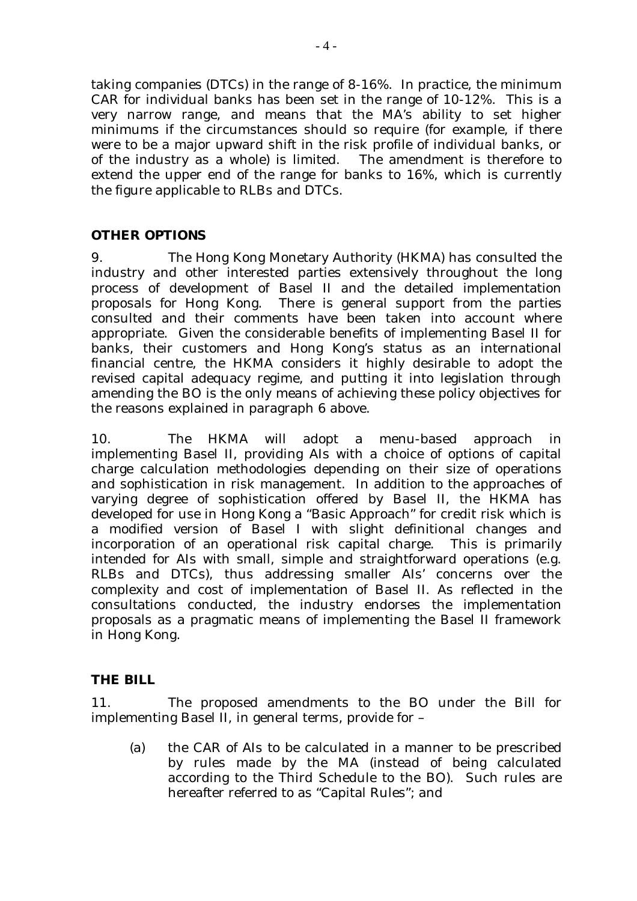taking companies (DTCs) in the range of 8-16%. In practice, the minimum CAR for individual banks has been set in the range of 10-12%. This is a very narrow range, and means that the MA's ability to set higher minimums if the circumstances should so require (for example, if there were to be a major upward shift in the risk profile of individual banks, or of the industry as a whole) is limited. The amendment is therefore to extend the upper end of the range for banks to 16%, which is currently the figure applicable to RLBs and DTCs.

## OTHER OPTIONS

9. The Hong Kong Monetary Authority (HKMA) has consulted the industry and other interested parties extensively throughout the long process of development of Basel II and the detailed implementation proposals for Hong Kong. There is general support from the parties consulted and their comments have been taken into account where appropriate. Given the considerable benefits of implementing Basel II for banks, their customers and Hong Kong's status as an international financial centre, the HKMA considers it highly desirable to adopt the revised capital adequacy regime, and putting it into legislation through amending the BO is the only means of achieving these policy objectives for the reasons explained in paragraph 6 above.

10. The HKMA will adopt a menu-based approach in implementing Basel II, providing AIs with a choice of options of capital charge calculation methodologies depending on their size of operations and sophistication in risk management. In addition to the approaches of varying degree of sophistication offered by Basel II, the HKMA has developed for use in Hong Kong a "Basic Approach" for credit risk which is a modified version of Basel I with slight definitional changes and incorporation of an operational risk capital charge. This is primarily intended for AIs with small, simple and straightforward operations (e.g. RLBs and DTCs), thus addressing smaller AIs' concerns over the complexity and cost of implementation of Basel II. As reflected in the consultations conducted, the industry endorses the implementation proposals as a pragmatic means of implementing the Basel II framework in Hong Kong.

## THE BILL

11. The proposed amendments to the BO under the Bill for implementing Basel II, in general terms, provide for –

(a) the CAR of AIs to be calculated in a manner to be prescribed by rules made by the MA (instead of being calculated according to the Third Schedule to the BO). Such rules are hereafter referred to as "Capital Rules"; and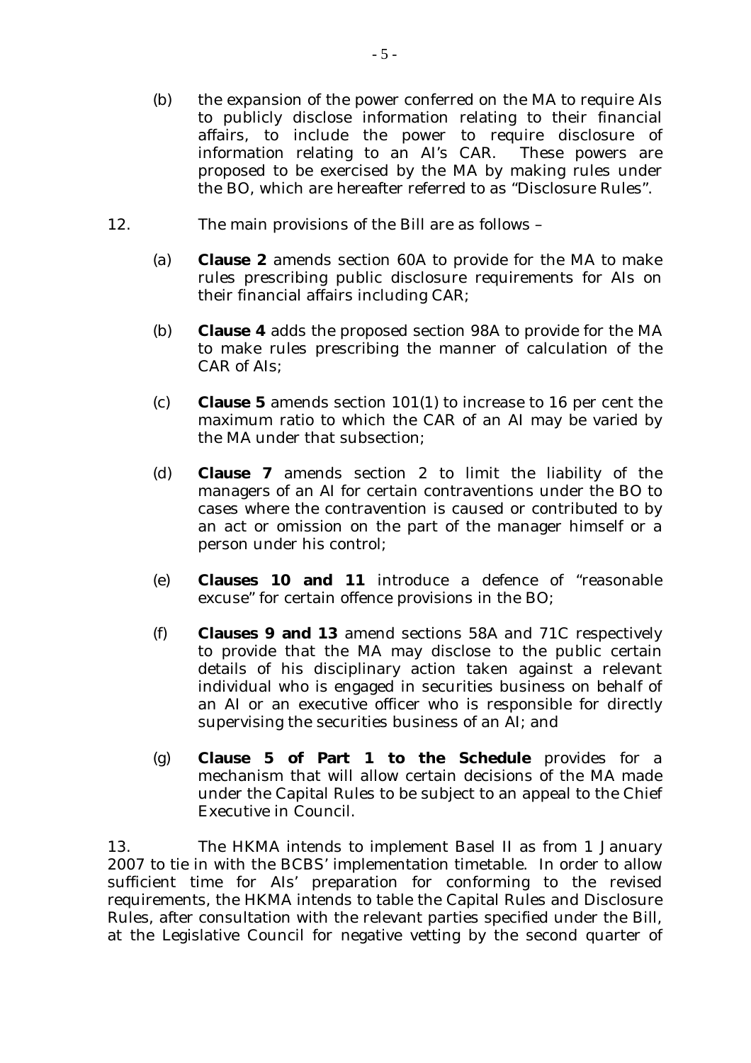(b) the expansion of the power conferred on the MA to require AIs to publicly disclose information relating to their financial affairs, to include the power to require disclosure of information relating to an AI's CAR. These powers are proposed to be exercised by the MA by making rules under the BO, which are hereafter referred to as "Disclosure Rules".

12. The main provisions of the Bill are as follows –

(a) **Clause 2** amends section 60A to provide for the MA to make rules prescribing public disclosure requirements for AIs on their financial affairs including CAR;

(b) **Clause 4** adds the proposed section 98A to provide for the MA to make rules prescribing the manner of calculation of the CAR of AIs;

(c) **Clause 5** amends section 101(1) to increase to 16 per cent the maximum ratio to which the CAR of an AI may be varied by the MA under that subsection;

(d) **Clause 7** amends section 2 to limit the liability of the managers of an AI for certain contraventions under the BO to cases where the contravention is caused or contributed to by an act or omission on the part of the manager himself or a person under his control;

(e) **Clauses 10 and 11** introduce a defence of "reasonable excuse" for certain offence provisions in the BO;

(f) **Clauses 9 and 13** amend sections 58A and 71C respectively to provide that the MA may disclose to the public certain details of his disciplinary action taken against a relevant individual who is engaged in securities business on behalf of an AI or an executive officer who is responsible for directly supervising the securities business of an AI; and

(g) **Clause 5 of Part 1 to the Schedule** provides for a mechanism that will allow certain decisions of the MA made under the Capital Rules to be subject to an appeal to the Chief Executive in Council.

13. The HKMA intends to implement Basel II as from 1 January 2007 to tie in with the BCBS' implementation timetable. In order to allow sufficient time for AIs' preparation for conforming to the revised requirements, the HKMA intends to table the Capital Rules and Disclosure Rules, after consultation with the relevant parties specified under the Bill, at the Legislative Council for negative vetting by the second quarter of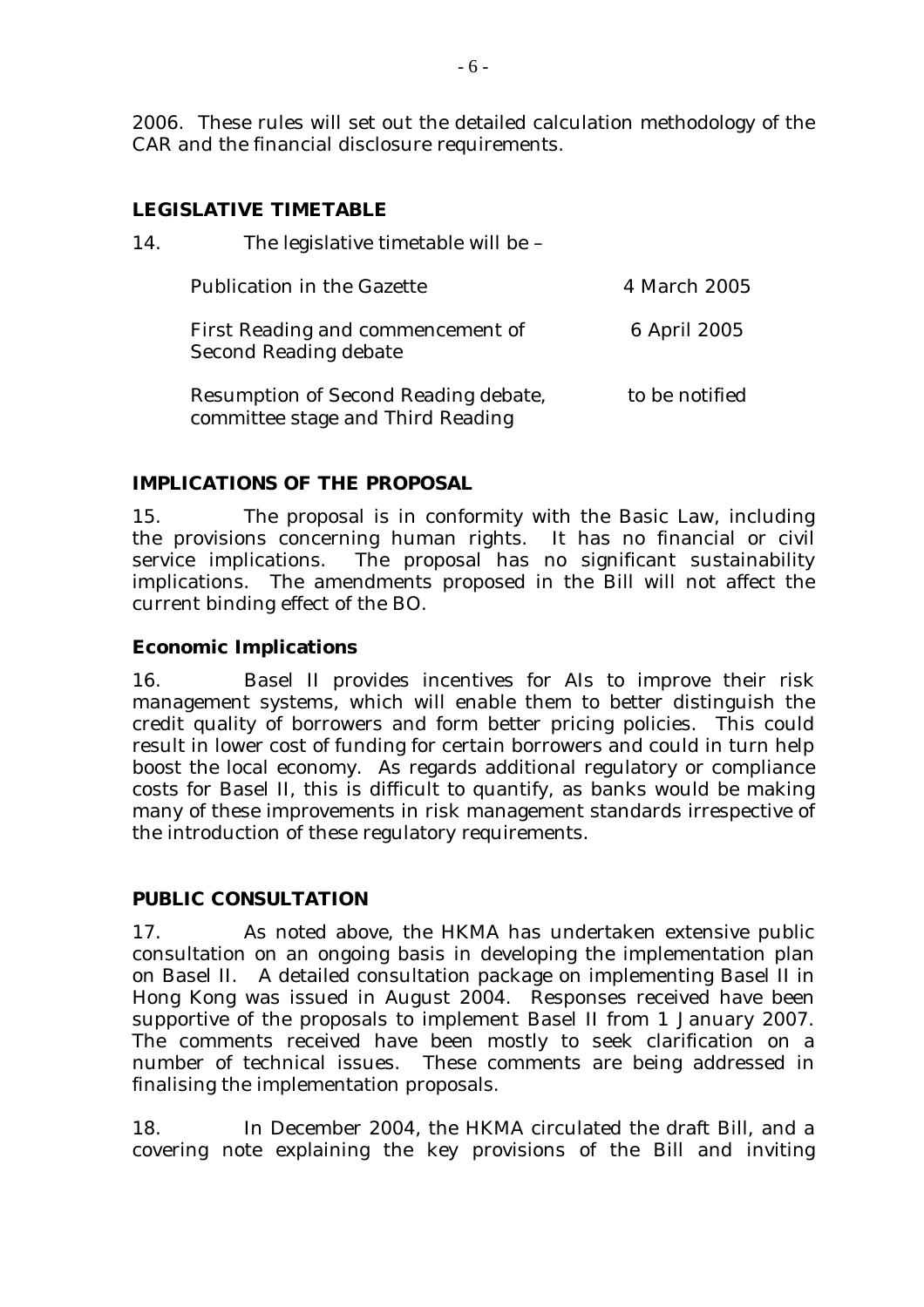2006. These rules will set out the detailed calculation methodology of the CAR and the financial disclosure requirements.

## LEGISLATIVE TIMETABLE

14. The legislative timetable will be –

| | |
|---|---|
| Publication in the Gazette | 4 March 2005 |
| First Reading and commencement of Second Reading debate | 6 April 2005 |
| Resumption of Second Reading debate, committee stage and Third Reading | to be notified |

## IMPLICATIONS OF THE PROPOSAL

15. The proposal is in conformity with the Basic Law, including the provisions concerning human rights. It has no financial or civil service implications. The proposal has no significant sustainability implications. The amendments proposed in the Bill will not affect the current binding effect of the BO.

### Economic Implications

16. Basel II provides incentives for AIs to improve their risk management systems, which will enable them to better distinguish the credit quality of borrowers and form better pricing policies. This could result in lower cost of funding for certain borrowers and could in turn help boost the local economy. As regards additional regulatory or compliance costs for Basel II, this is difficult to quantify, as banks would be making many of these improvements in risk management standards irrespective of the introduction of these regulatory requirements.

## PUBLIC CONSULTATION

17. As noted above, the HKMA has undertaken extensive public consultation on an ongoing basis in developing the implementation plan on Basel II. A detailed consultation package on implementing Basel II in Hong Kong was issued in August 2004. Responses received have been supportive of the proposals to implement Basel II from 1 January 2007. The comments received have been mostly to seek clarification on a number of technical issues. These comments are being addressed in finalising the implementation proposals.

18. In December 2004, the HKMA circulated the draft Bill, and a covering note explaining the key provisions of the Bill and inviting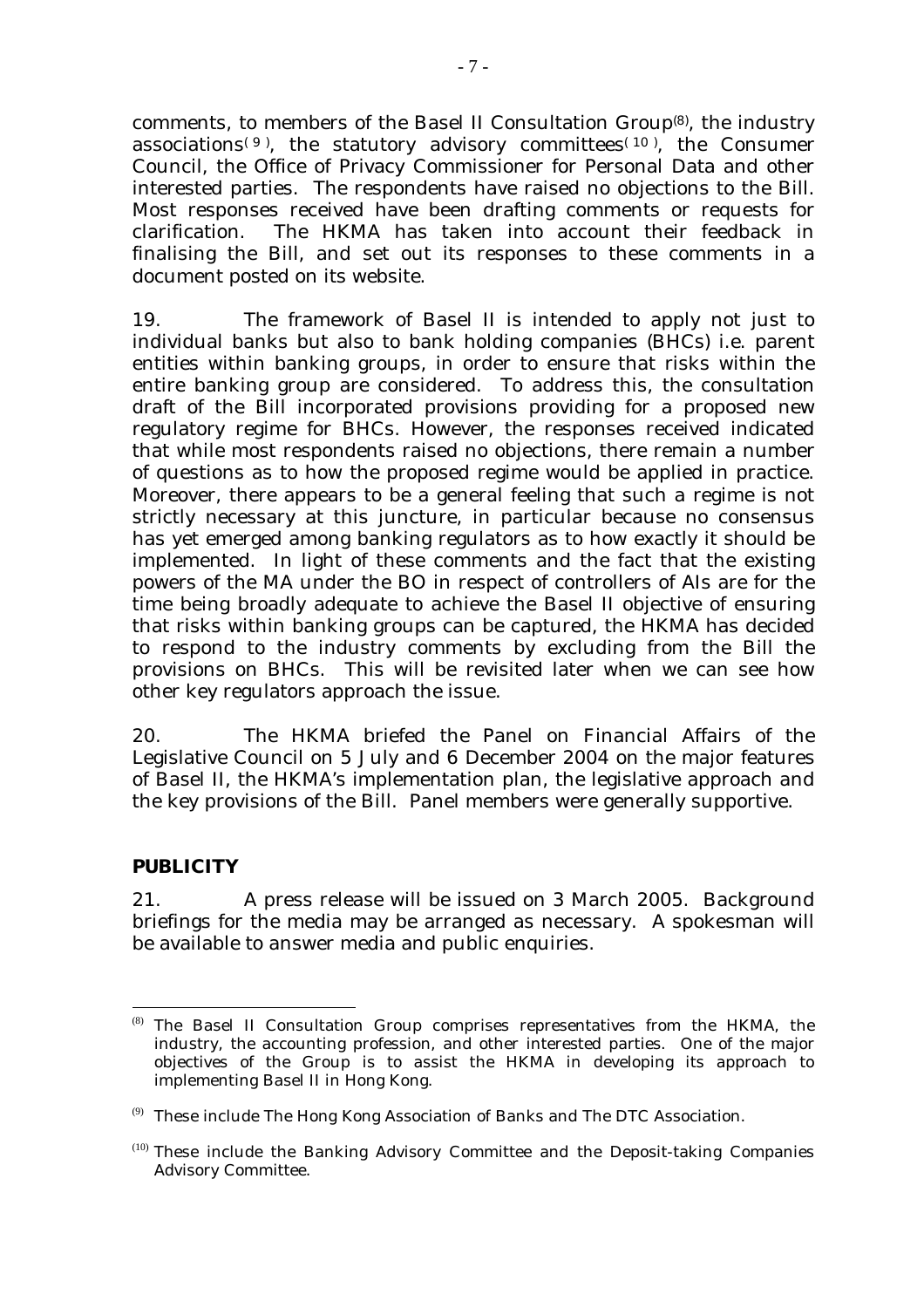comments, to members of the Basel II Consultation Group[8], the industry associations[9], the statutory advisory committees[10], the Consumer Council, the Office of Privacy Commissioner for Personal Data and other interested parties. The respondents have raised no objections to the Bill. Most responses received have been drafting comments or requests for clarification. The HKMA has taken into account their feedback in finalising the Bill, and set out its responses to these comments in a document posted on its website.

19. The framework of Basel II is intended to apply not just to individual banks but also to bank holding companies (BHCs) i.e. parent entities within banking groups, in order to ensure that risks within the entire banking group are considered. To address this, the consultation draft of the Bill incorporated provisions providing for a proposed new regulatory regime for BHCs. However, the responses received indicated that while most respondents raised no objections, there remain a number of questions as to how the proposed regime would be applied in practice. Moreover, there appears to be a general feeling that such a regime is not strictly necessary at this juncture, in particular because no consensus has yet emerged among banking regulators as to how exactly it should be implemented. In light of these comments and the fact that the existing powers of the MA under the BO in respect of controllers of AIs are for the time being broadly adequate to achieve the Basel II objective of ensuring that risks within banking groups can be captured, the HKMA has decided to respond to the industry comments by excluding from the Bill the provisions on BHCs. This will be revisited later when we can see how other key regulators approach the issue.

20. The HKMA briefed the Panel on Financial Affairs of the Legislative Council on 5 July and 6 December 2004 on the major features of Basel II, the HKMA's implementation plan, the legislative approach and the key provisions of the Bill. Panel members were generally supportive.

## PUBLICITY

21. A press release will be issued on 3 March 2005. Background briefings for the media may be arranged as necessary. A spokesman will be available to answer media and public enquiries.

---

[8] The Basel II Consultation Group comprises representatives from the HKMA, the industry, the accounting profession, and other interested parties. One of the major objectives of the Group is to assist the HKMA in developing its approach to implementing Basel II in Hong Kong.

[9] These include The Hong Kong Association of Banks and The DTC Association.

[10] These include the Banking Advisory Committee and the Deposit-taking Companies Advisory Committee.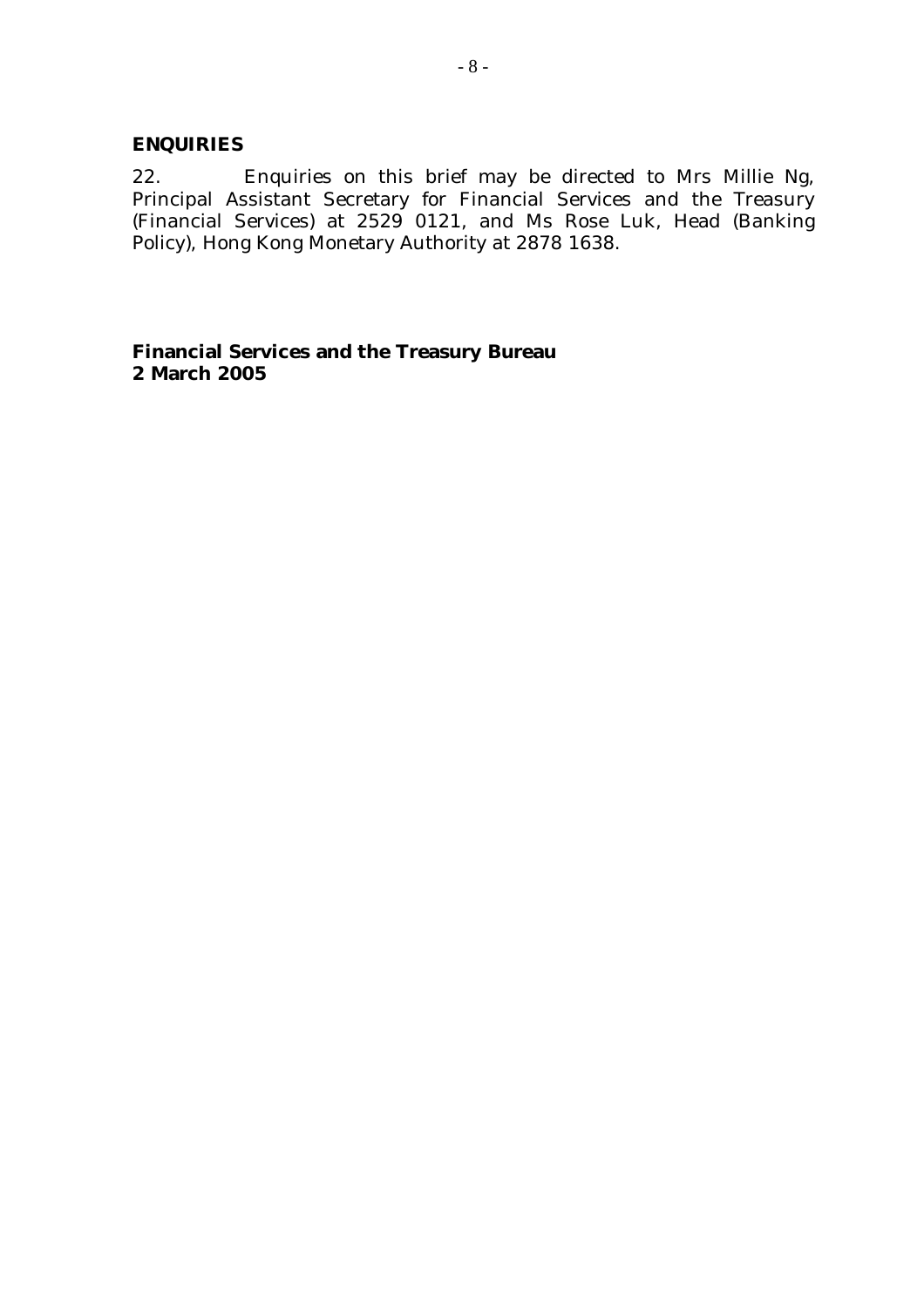## ENQUIRIES

22. Enquiries on this brief may be directed to Mrs Millie Ng, Principal Assistant Secretary for Financial Services and the Treasury (Financial Services) at 2529 0121, and Ms Rose Luk, Head (Banking Policy), Hong Kong Monetary Authority at 2878 1638.

**Financial Services and the Treasury Bureau**
**2 March 2005**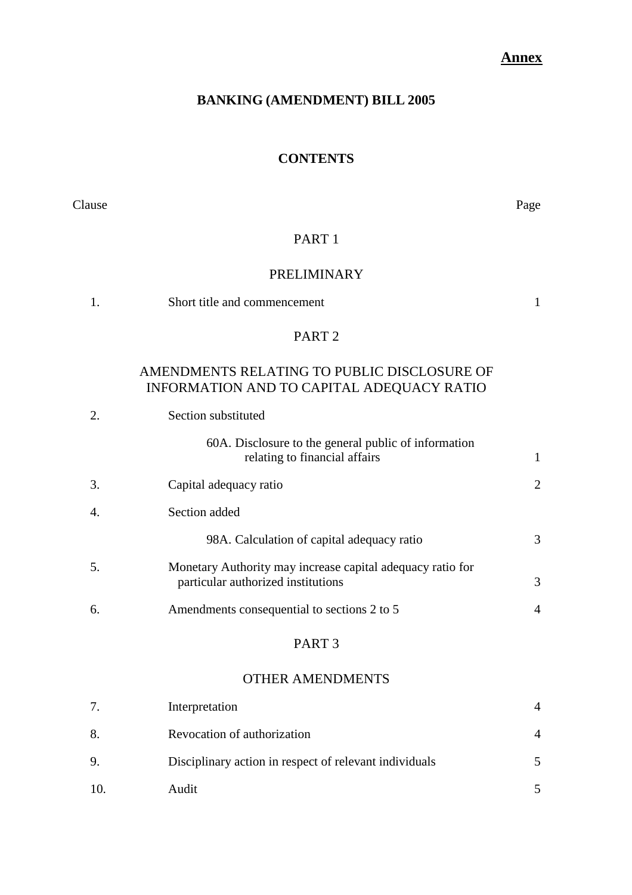**Annex**

# BANKING (AMENDMENT) BILL 2005

## CONTENTS

| Clause | | Page |
|---|---|---|
| | **PART 1** | |
| | **PRELIMINARY** | |
| 1. | Short title and commencement | 1 |
| | **PART 2** | |
| | **AMENDMENTS RELATING TO PUBLIC DISCLOSURE OF INFORMATION AND TO CAPITAL ADEQUACY RATIO** | |
| 2. | Section substituted | |
| | 60A. Disclosure to the general public of information relating to financial affairs | 1 |
| 3. | Capital adequacy ratio | 2 |
| 4. | Section added | |
| | 98A. Calculation of capital adequacy ratio | 3 |
| 5. | Monetary Authority may increase capital adequacy ratio for particular authorized institutions | 3 |
| 6. | Amendments consequential to sections 2 to 5 | 4 |
| | **PART 3** | |
| | **OTHER AMENDMENTS** | |
| 7. | Interpretation | 4 |
| 8. | Revocation of authorization | 4 |
| 9. | Disciplinary action in respect of relevant individuals | 5 |
| 10. | Audit | 5 |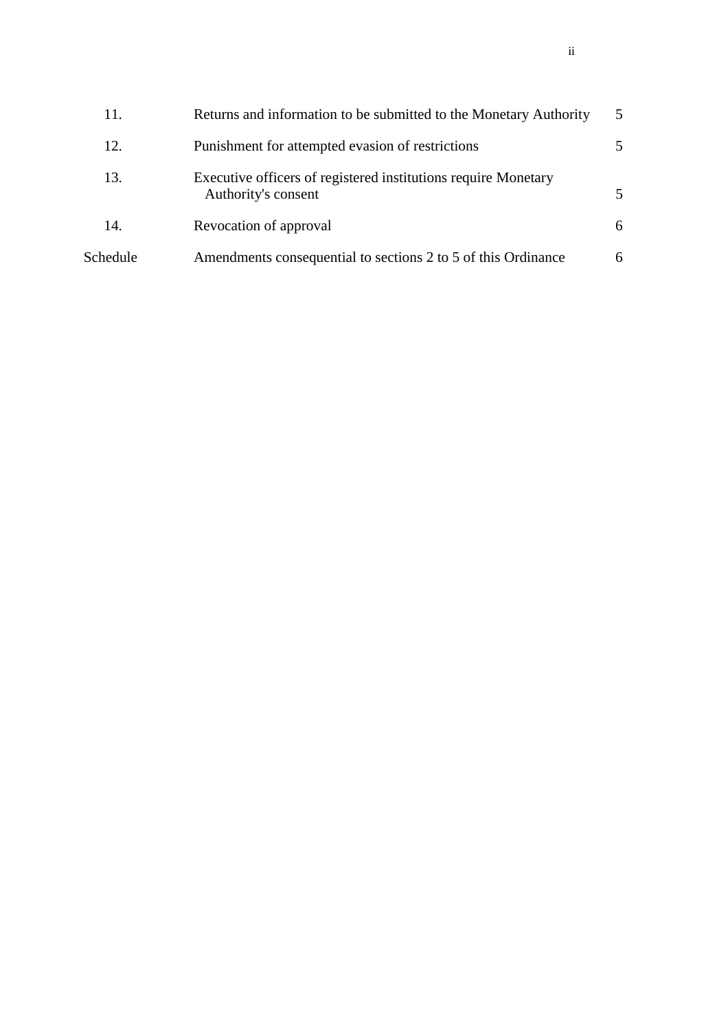| | | |
|---|---|---|
| 11. | Returns and information to be submitted to the Monetary Authority | 5 |
| 12. | Punishment for attempted evasion of restrictions | 5 |
| 13. | Executive officers of registered institutions require Monetary Authority's consent | 5 |
| 14. | Revocation of approval | 6 |
| Schedule | Amendments consequential to sections 2 to 5 of this Ordinance | 6 |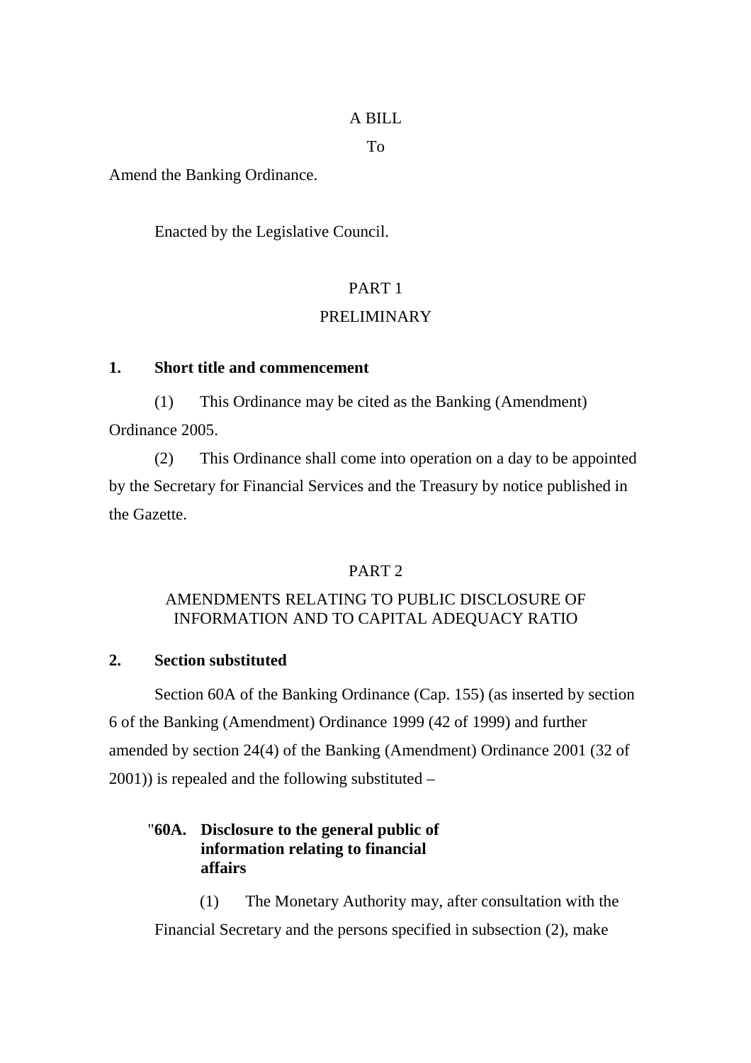A BILL

To

Amend the Banking Ordinance.

Enacted by the Legislative Council.

PART 1

PRELIMINARY

**1. Short title and commencement**

(1) This Ordinance may be cited as the Banking (Amendment) Ordinance 2005.

(2) This Ordinance shall come into operation on a day to be appointed by the Secretary for Financial Services and the Treasury by notice published in the Gazette.

PART 2

AMENDMENTS RELATING TO PUBLIC DISCLOSURE OF INFORMATION AND TO CAPITAL ADEQUACY RATIO

**2. Section substituted**

Section 60A of the Banking Ordinance (Cap. 155) (as inserted by section 6 of the Banking (Amendment) Ordinance 1999 (42 of 1999) and further amended by section 24(4) of the Banking (Amendment) Ordinance 2001 (32 of 2001)) is repealed and the following substituted –

"**60A. Disclosure to the general public of information relating to financial affairs**

(1) The Monetary Authority may, after consultation with the Financial Secretary and the persons specified in subsection (2), make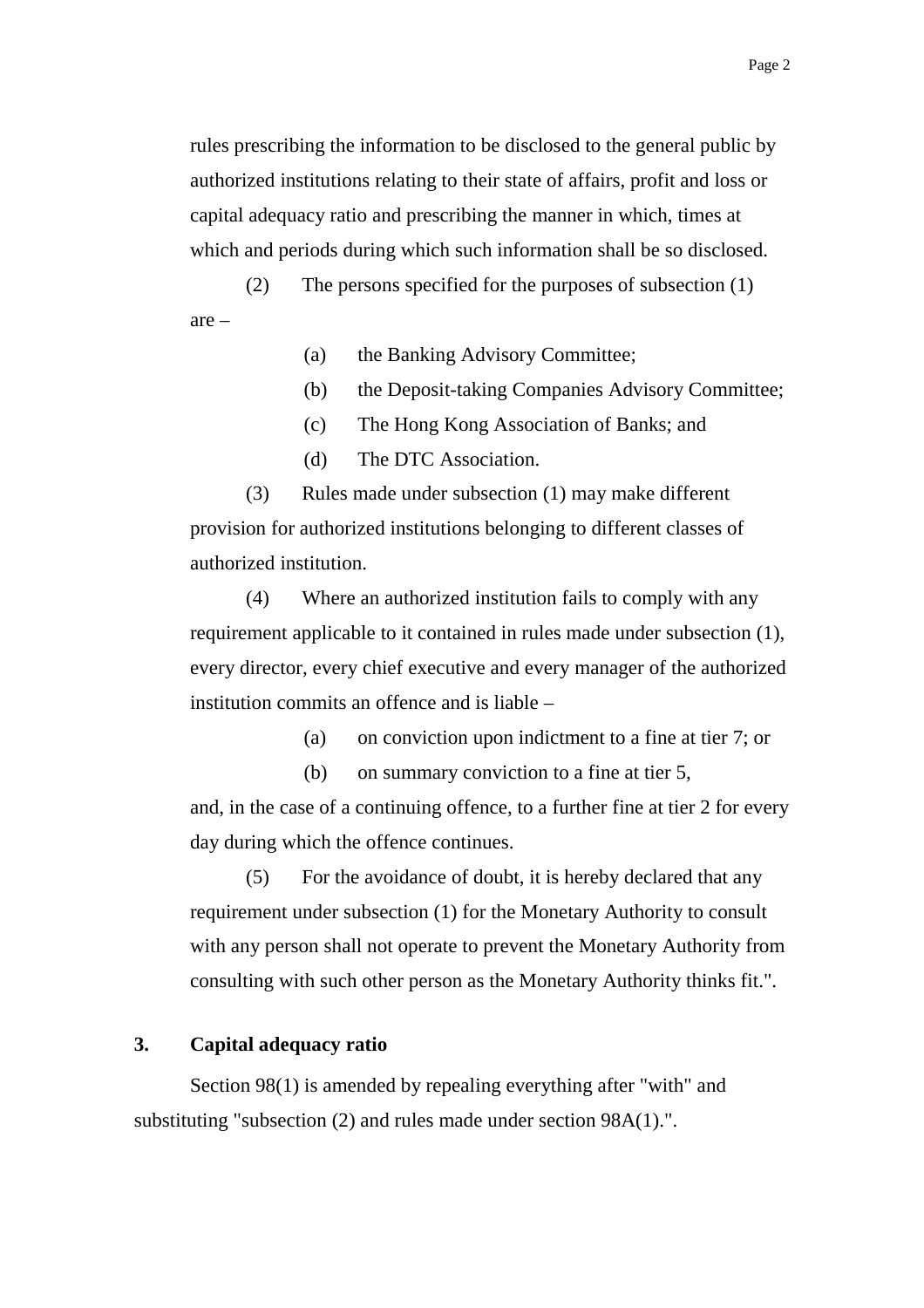rules prescribing the information to be disclosed to the general public by authorized institutions relating to their state of affairs, profit and loss or capital adequacy ratio and prescribing the manner in which, times at which and periods during which such information shall be so disclosed.

(2) The persons specified for the purposes of subsection (1) are –

(a) the Banking Advisory Committee;

(b) the Deposit-taking Companies Advisory Committee;

(c) The Hong Kong Association of Banks; and

(d) The DTC Association.

(3) Rules made under subsection (1) may make different provision for authorized institutions belonging to different classes of authorized institution.

(4) Where an authorized institution fails to comply with any requirement applicable to it contained in rules made under subsection (1), every director, every chief executive and every manager of the authorized institution commits an offence and is liable –

(a) on conviction upon indictment to a fine at tier 7; or

(b) on summary conviction to a fine at tier 5,

and, in the case of a continuing offence, to a further fine at tier 2 for every day during which the offence continues.

(5) For the avoidance of doubt, it is hereby declared that any requirement under subsection (1) for the Monetary Authority to consult with any person shall not operate to prevent the Monetary Authority from consulting with such other person as the Monetary Authority thinks fit.".

**3. Capital adequacy ratio**

Section 98(1) is amended by repealing everything after "with" and substituting "subsection (2) and rules made under section 98A(1).".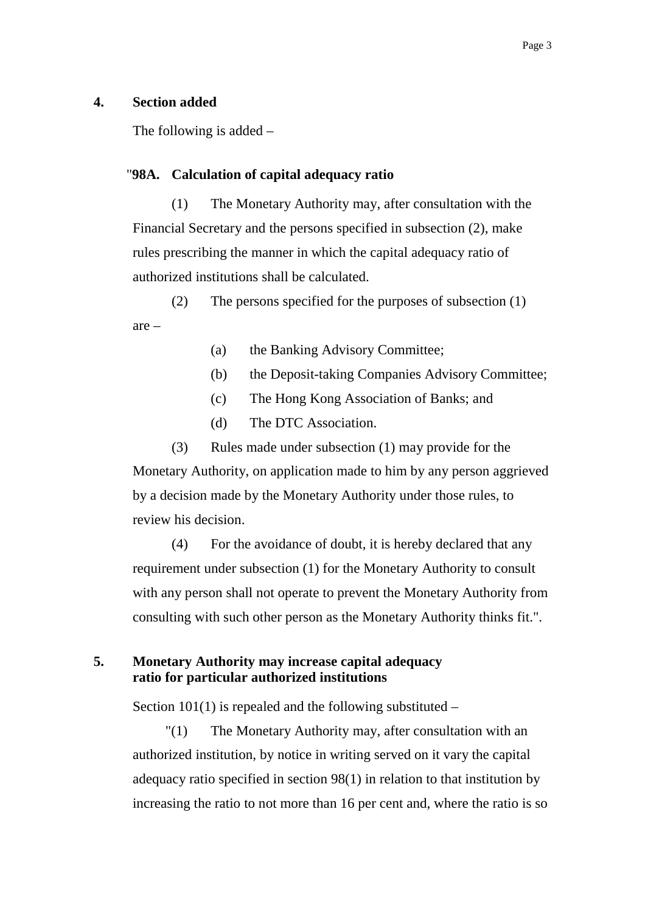**4. Section added**

The following is added –

"**98A. Calculation of capital adequacy ratio**

(1) The Monetary Authority may, after consultation with the Financial Secretary and the persons specified in subsection (2), make rules prescribing the manner in which the capital adequacy ratio of authorized institutions shall be calculated.

(2) The persons specified for the purposes of subsection (1) are –

(a) the Banking Advisory Committee;

(b) the Deposit-taking Companies Advisory Committee;

(c) The Hong Kong Association of Banks; and

(d) The DTC Association.

(3) Rules made under subsection (1) may provide for the Monetary Authority, on application made to him by any person aggrieved by a decision made by the Monetary Authority under those rules, to review his decision.

(4) For the avoidance of doubt, it is hereby declared that any requirement under subsection (1) for the Monetary Authority to consult with any person shall not operate to prevent the Monetary Authority from consulting with such other person as the Monetary Authority thinks fit.".

**5. Monetary Authority may increase capital adequacy ratio for particular authorized institutions**

Section 101(1) is repealed and the following substituted –

"(1) The Monetary Authority may, after consultation with an authorized institution, by notice in writing served on it vary the capital adequacy ratio specified in section 98(1) in relation to that institution by increasing the ratio to not more than 16 per cent and, where the ratio is so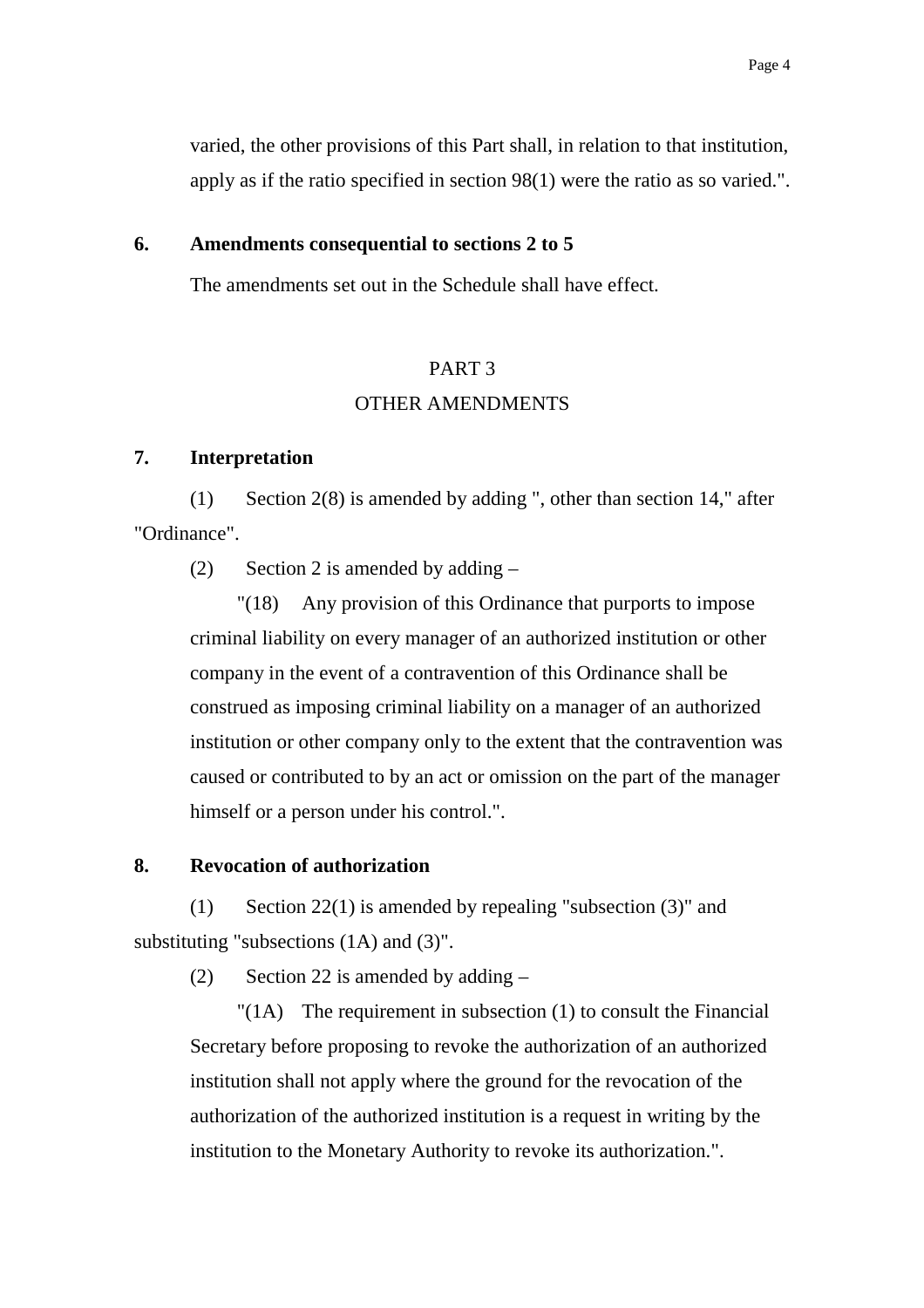varied, the other provisions of this Part shall, in relation to that institution, apply as if the ratio specified in section 98(1) were the ratio as so varied.".

**6. Amendments consequential to sections 2 to 5**

The amendments set out in the Schedule shall have effect.

## PART 3
## OTHER AMENDMENTS

**7. Interpretation**

(1) Section 2(8) is amended by adding ", other than section 14," after "Ordinance".

(2) Section 2 is amended by adding –

"(18) Any provision of this Ordinance that purports to impose criminal liability on every manager of an authorized institution or other company in the event of a contravention of this Ordinance shall be construed as imposing criminal liability on a manager of an authorized institution or other company only to the extent that the contravention was caused or contributed to by an act or omission on the part of the manager himself or a person under his control.".

**8. Revocation of authorization**

(1) Section 22(1) is amended by repealing "subsection (3)" and substituting "subsections (1A) and (3)".

(2) Section 22 is amended by adding –

"(1A) The requirement in subsection (1) to consult the Financial Secretary before proposing to revoke the authorization of an authorized institution shall not apply where the ground for the revocation of the authorization of the authorized institution is a request in writing by the institution to the Monetary Authority to revoke its authorization.".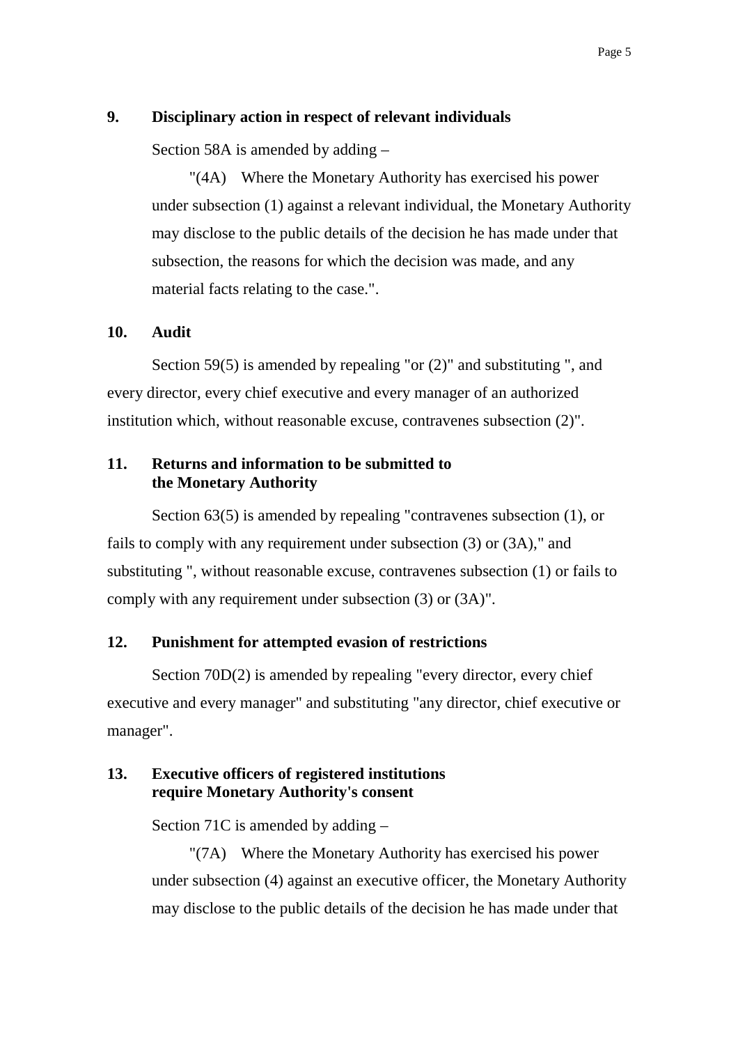## 9. Disciplinary action in respect of relevant individuals

Section 58A is amended by adding –

"(4A) Where the Monetary Authority has exercised his power under subsection (1) against a relevant individual, the Monetary Authority may disclose to the public details of the decision he has made under that subsection, the reasons for which the decision was made, and any material facts relating to the case.".

## 10. Audit

Section 59(5) is amended by repealing "or (2)" and substituting ", and every director, every chief executive and every manager of an authorized institution which, without reasonable excuse, contravenes subsection (2)".

## 11. Returns and information to be submitted to the Monetary Authority

Section 63(5) is amended by repealing "contravenes subsection (1), or fails to comply with any requirement under subsection (3) or (3A)," and substituting ", without reasonable excuse, contravenes subsection (1) or fails to comply with any requirement under subsection (3) or (3A)".

## 12. Punishment for attempted evasion of restrictions

Section 70D(2) is amended by repealing "every director, every chief executive and every manager" and substituting "any director, chief executive or manager".

## 13. Executive officers of registered institutions require Monetary Authority's consent

Section 71C is amended by adding –

"(7A) Where the Monetary Authority has exercised his power under subsection (4) against an executive officer, the Monetary Authority may disclose to the public details of the decision he has made under that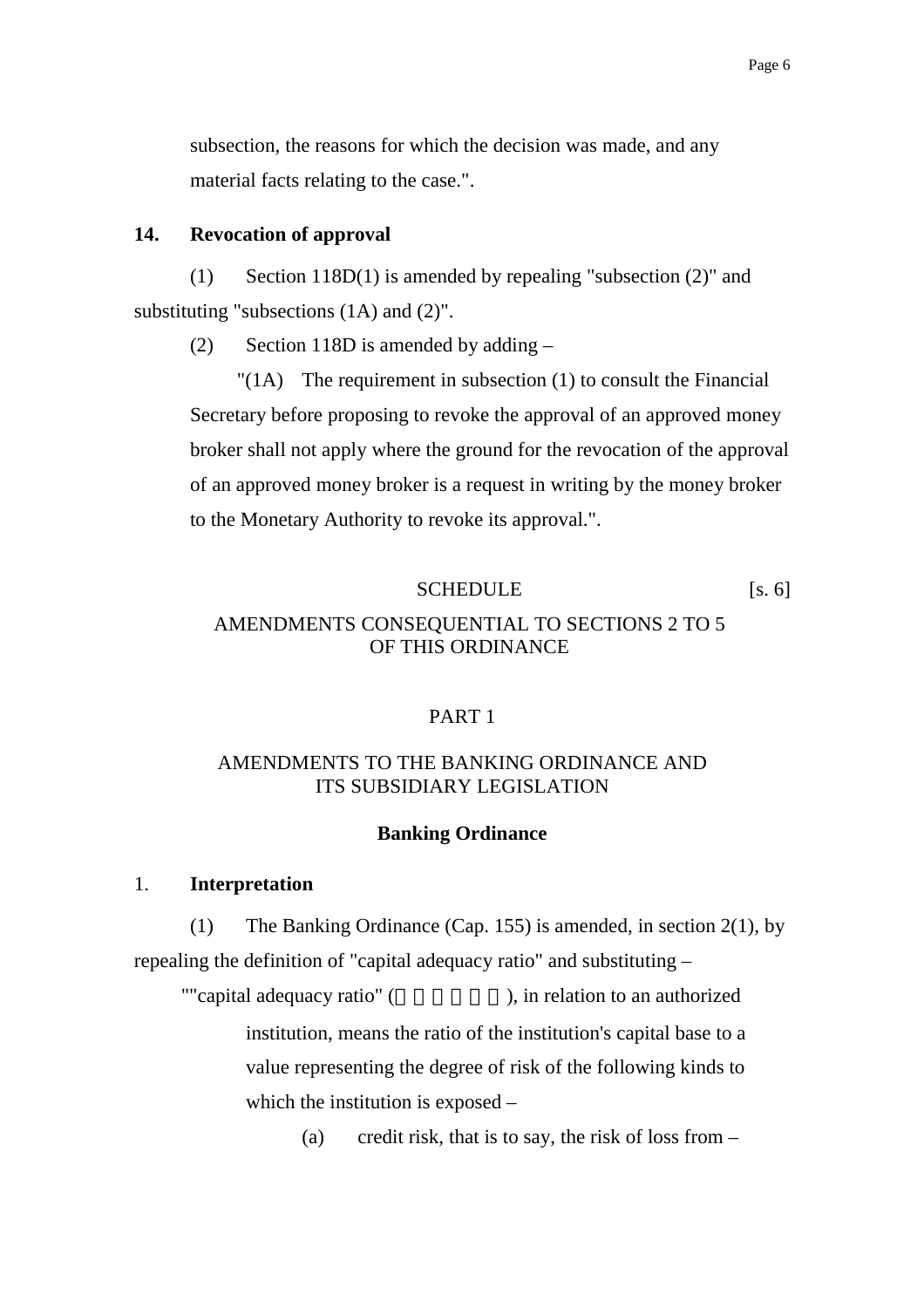subsection, the reasons for which the decision was made, and any material facts relating to the case.".

**14. Revocation of approval**

(1) Section 118D(1) is amended by repealing "subsection (2)" and substituting "subsections (1A) and (2)".

(2) Section 118D is amended by adding –

"(1A) The requirement in subsection (1) to consult the Financial Secretary before proposing to revoke the approval of an approved money broker shall not apply where the ground for the revocation of the approval of an approved money broker is a request in writing by the money broker to the Monetary Authority to revoke its approval.".

SCHEDULE [s. 6]

AMENDMENTS CONSEQUENTIAL TO SECTIONS 2 TO 5 OF THIS ORDINANCE

PART 1

AMENDMENTS TO THE BANKING ORDINANCE AND ITS SUBSIDIARY LEGISLATION

**Banking Ordinance**

1. **Interpretation**

(1) The Banking Ordinance (Cap. 155) is amended, in section 2(1), by repealing the definition of "capital adequacy ratio" and substituting –

""capital adequacy ratio" (□□□□□□), in relation to an authorized institution, means the ratio of the institution's capital base to a value representing the degree of risk of the following kinds to which the institution is exposed –

(a) credit risk, that is to say, the risk of loss from –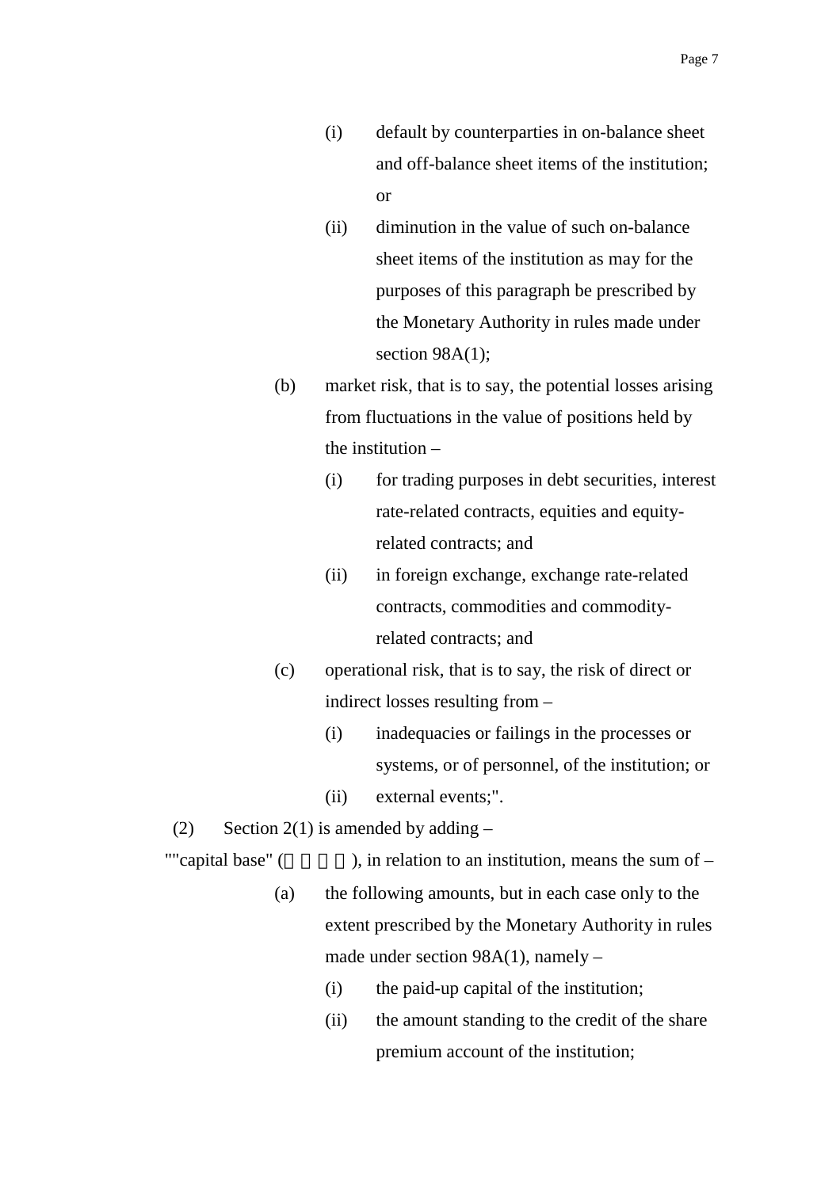(i) default by counterparties in on-balance sheet and off-balance sheet items of the institution; or

(ii) diminution in the value of such on-balance sheet items of the institution as may for the purposes of this paragraph be prescribed by the Monetary Authority in rules made under section 98A(1);

(b) market risk, that is to say, the potential losses arising from fluctuations in the value of positions held by the institution –

(i) for trading purposes in debt securities, interest rate-related contracts, equities and equity-related contracts; and

(ii) in foreign exchange, exchange rate-related contracts, commodities and commodity-related contracts; and

(c) operational risk, that is to say, the risk of direct or indirect losses resulting from –

(i) inadequacies or failings in the processes or systems, or of personnel, of the institution; or

(ii) external events;".

(2) Section 2(1) is amended by adding –

""capital base" (      ), in relation to an institution, means the sum of –

(a) the following amounts, but in each case only to the extent prescribed by the Monetary Authority in rules made under section 98A(1), namely –

(i) the paid-up capital of the institution;

(ii) the amount standing to the credit of the share premium account of the institution;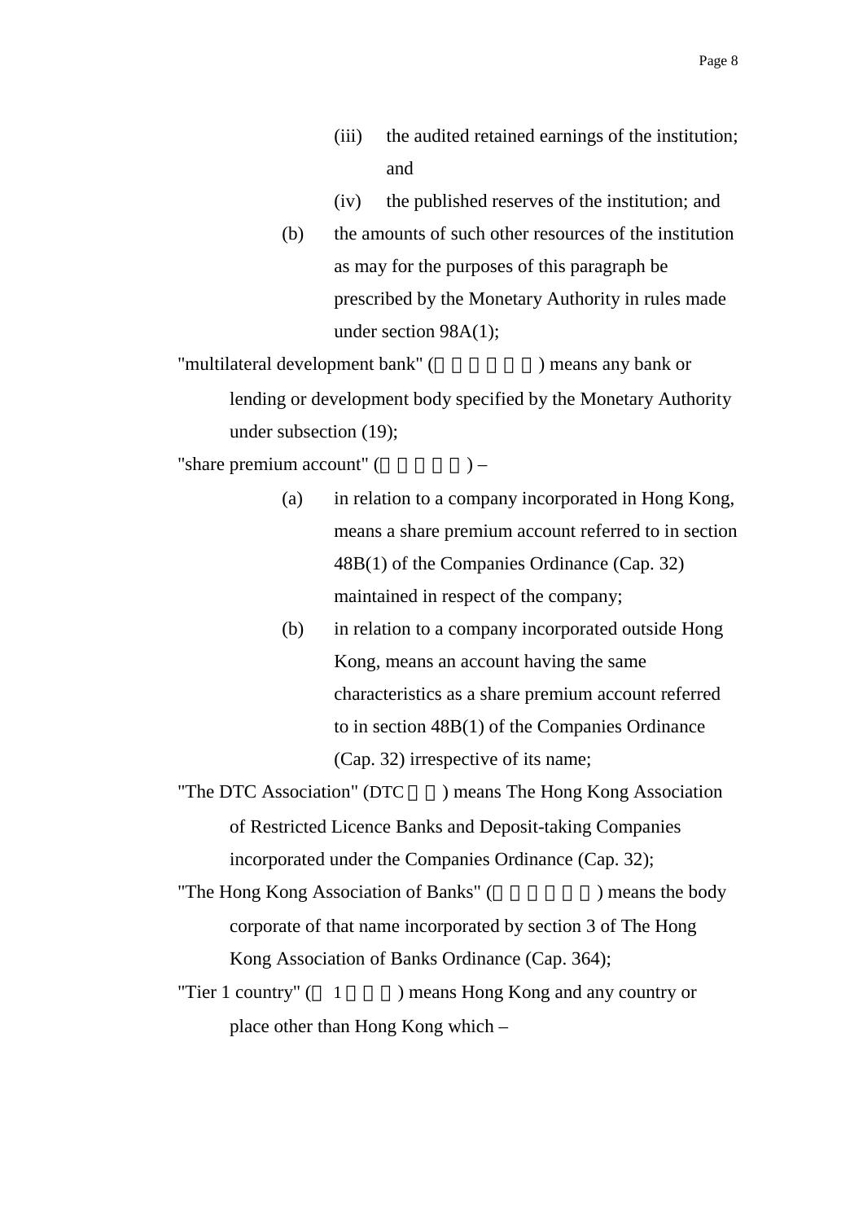(iii) the audited retained earnings of the institution; and

(iv) the published reserves of the institution; and

(b) the amounts of such other resources of the institution as may for the purposes of this paragraph be prescribed by the Monetary Authority in rules made under section 98A(1);

"multilateral development bank" (　　　　　　) means any bank or lending or development body specified by the Monetary Authority under subsection (19);

"share premium account" (　　　　　) –

(a) in relation to a company incorporated in Hong Kong, means a share premium account referred to in section 48B(1) of the Companies Ordinance (Cap. 32) maintained in respect of the company;

(b) in relation to a company incorporated outside Hong Kong, means an account having the same characteristics as a share premium account referred to in section 48B(1) of the Companies Ordinance (Cap. 32) irrespective of its name;

"The DTC Association" (DTC　　) means The Hong Kong Association of Restricted Licence Banks and Deposit-taking Companies incorporated under the Companies Ordinance (Cap. 32);

"The Hong Kong Association of Banks" (　　　　　　) means the body corporate of that name incorporated by section 3 of The Hong Kong Association of Banks Ordinance (Cap. 364);

"Tier 1 country" (　1　　　) means Hong Kong and any country or place other than Hong Kong which –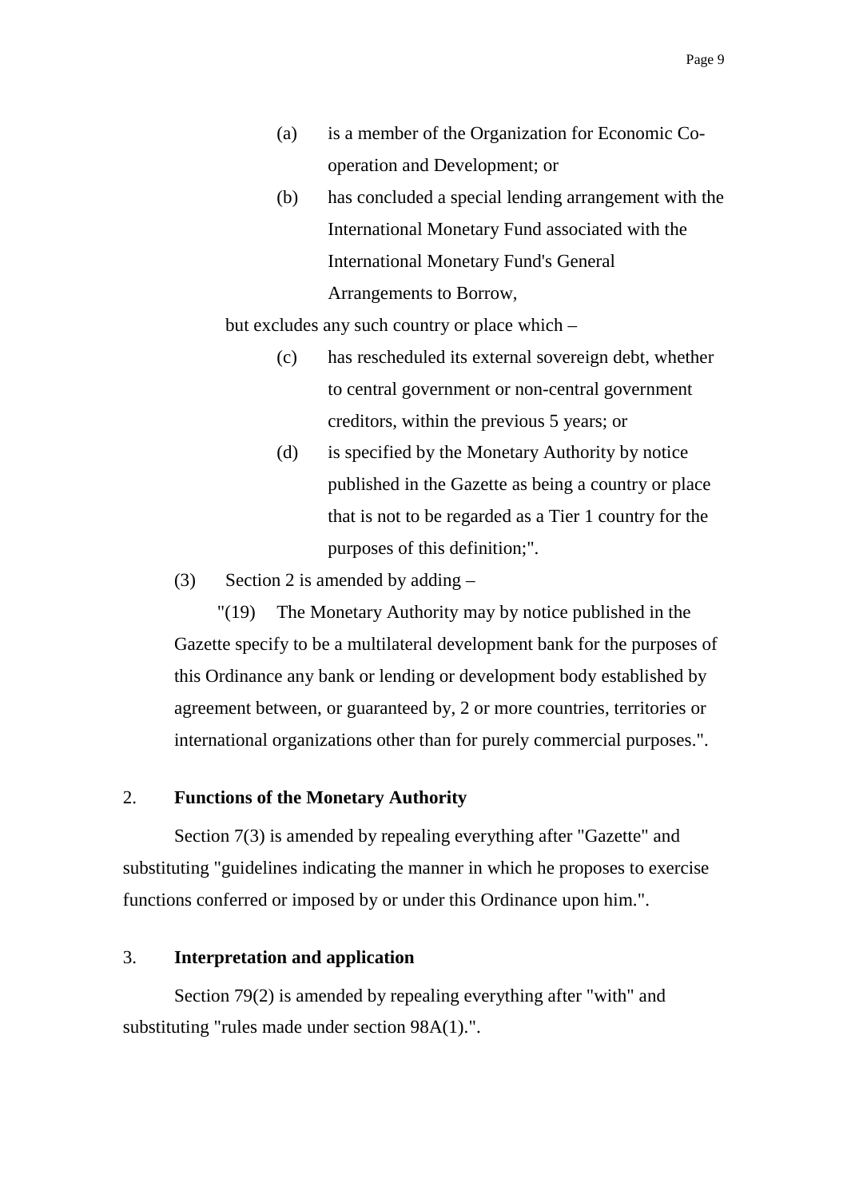(a) is a member of the Organization for Economic Co-operation and Development; or

(b) has concluded a special lending arrangement with the International Monetary Fund associated with the International Monetary Fund's General Arrangements to Borrow,

but excludes any such country or place which –

(c) has rescheduled its external sovereign debt, whether to central government or non-central government creditors, within the previous 5 years; or

(d) is specified by the Monetary Authority by notice published in the Gazette as being a country or place that is not to be regarded as a Tier 1 country for the purposes of this definition;".

(3) Section 2 is amended by adding –

"(19) The Monetary Authority may by notice published in the Gazette specify to be a multilateral development bank for the purposes of this Ordinance any bank or lending or development body established by agreement between, or guaranteed by, 2 or more countries, territories or international organizations other than for purely commercial purposes.".

2. **Functions of the Monetary Authority**

Section 7(3) is amended by repealing everything after "Gazette" and substituting "guidelines indicating the manner in which he proposes to exercise functions conferred or imposed by or under this Ordinance upon him.".

3. **Interpretation and application**

Section 79(2) is amended by repealing everything after "with" and substituting "rules made under section 98A(1).".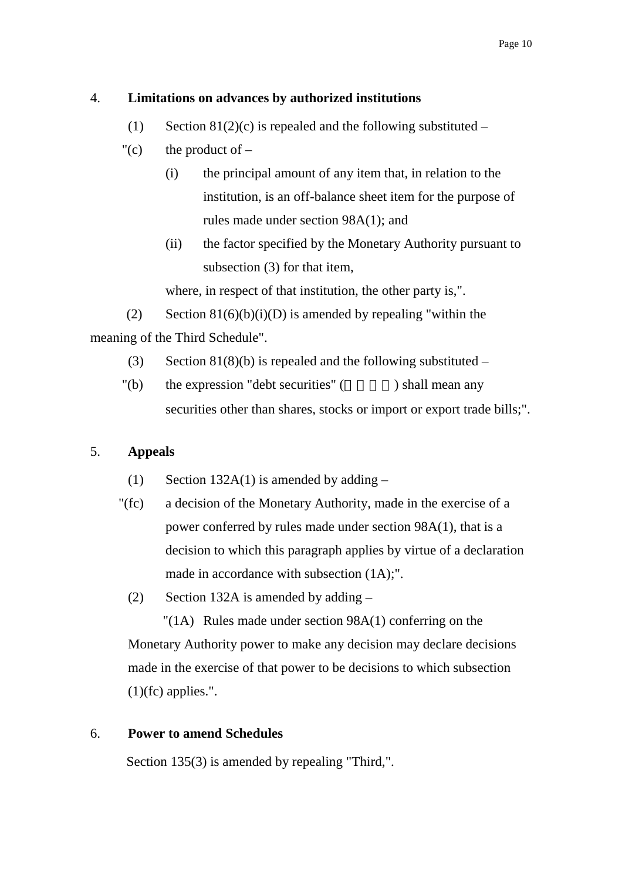4. **Limitations on advances by authorized institutions**

(1) Section 81(2)(c) is repealed and the following substituted –

"(c) the product of –

(i) the principal amount of any item that, in relation to the institution, is an off-balance sheet item for the purpose of rules made under section 98A(1); and

(ii) the factor specified by the Monetary Authority pursuant to subsection (3) for that item,

where, in respect of that institution, the other party is,".

(2) Section 81(6)(b)(i)(D) is amended by repealing "within the meaning of the Third Schedule".

(3) Section 81(8)(b) is repealed and the following substituted –

"(b) the expression "debt securities" (　　　　) shall mean any securities other than shares, stocks or import or export trade bills;".

5. **Appeals**

(1) Section 132A(1) is amended by adding –

"(fc) a decision of the Monetary Authority, made in the exercise of a power conferred by rules made under section 98A(1), that is a decision to which this paragraph applies by virtue of a declaration made in accordance with subsection (1A);".

(2) Section 132A is amended by adding –

"(1A) Rules made under section 98A(1) conferring on the Monetary Authority power to make any decision may declare decisions made in the exercise of that power to be decisions to which subsection (1)(fc) applies.".

6. **Power to amend Schedules**

Section 135(3) is amended by repealing "Third,".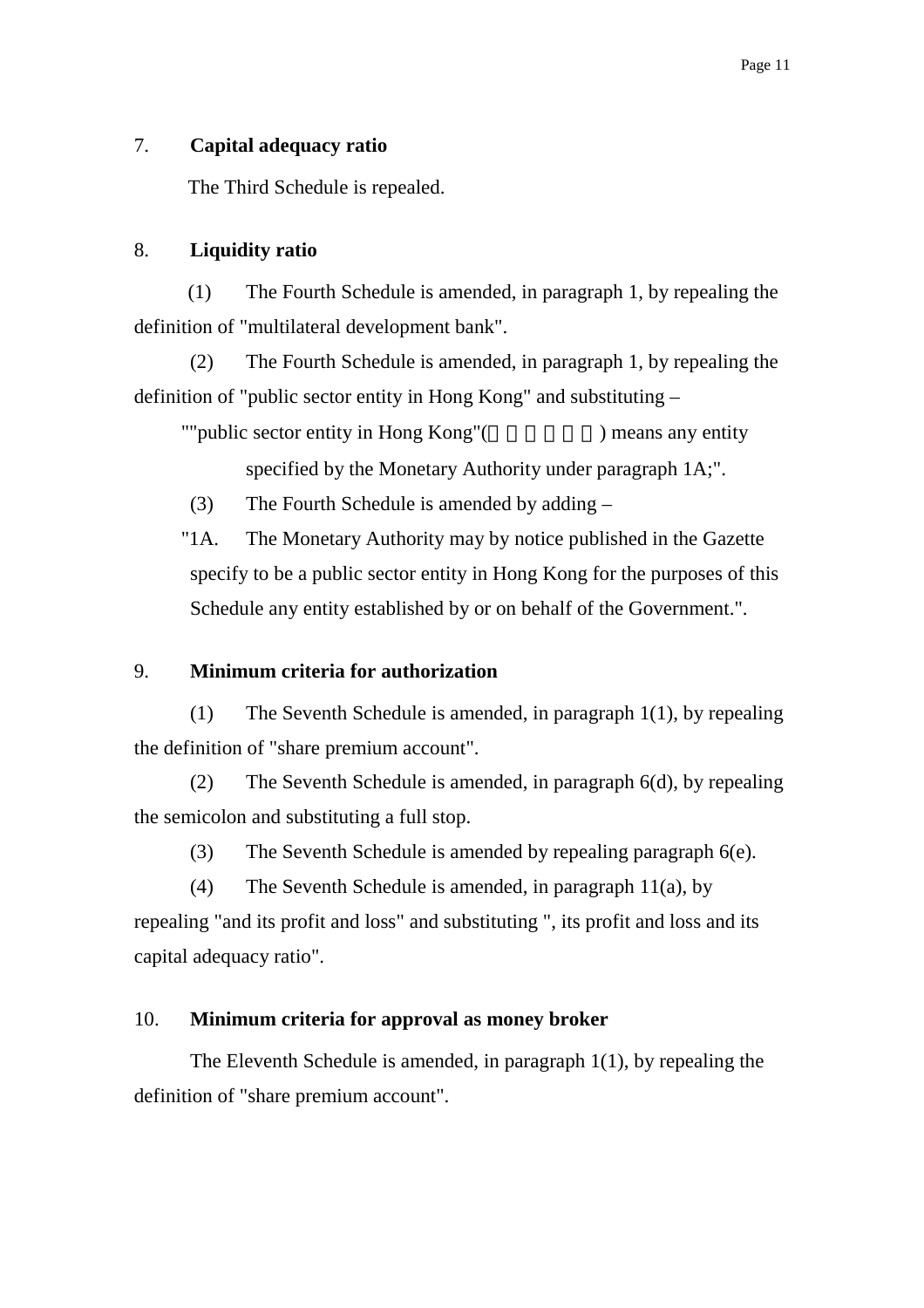7. **Capital adequacy ratio**

The Third Schedule is repealed.

8. **Liquidity ratio**

(1) The Fourth Schedule is amended, in paragraph 1, by repealing the definition of "multilateral development bank".

(2) The Fourth Schedule is amended, in paragraph 1, by repealing the definition of "public sector entity in Hong Kong" and substituting –

""public sector entity in Hong Kong"(□□□□□□) means any entity specified by the Monetary Authority under paragraph 1A;".

(3) The Fourth Schedule is amended by adding –

"1A. The Monetary Authority may by notice published in the Gazette specify to be a public sector entity in Hong Kong for the purposes of this Schedule any entity established by or on behalf of the Government.".

9. **Minimum criteria for authorization**

(1) The Seventh Schedule is amended, in paragraph 1(1), by repealing the definition of "share premium account".

(2) The Seventh Schedule is amended, in paragraph 6(d), by repealing the semicolon and substituting a full stop.

(3) The Seventh Schedule is amended by repealing paragraph 6(e).

(4) The Seventh Schedule is amended, in paragraph 11(a), by repealing "and its profit and loss" and substituting ", its profit and loss and its capital adequacy ratio".

10. **Minimum criteria for approval as money broker**

The Eleventh Schedule is amended, in paragraph 1(1), by repealing the definition of "share premium account".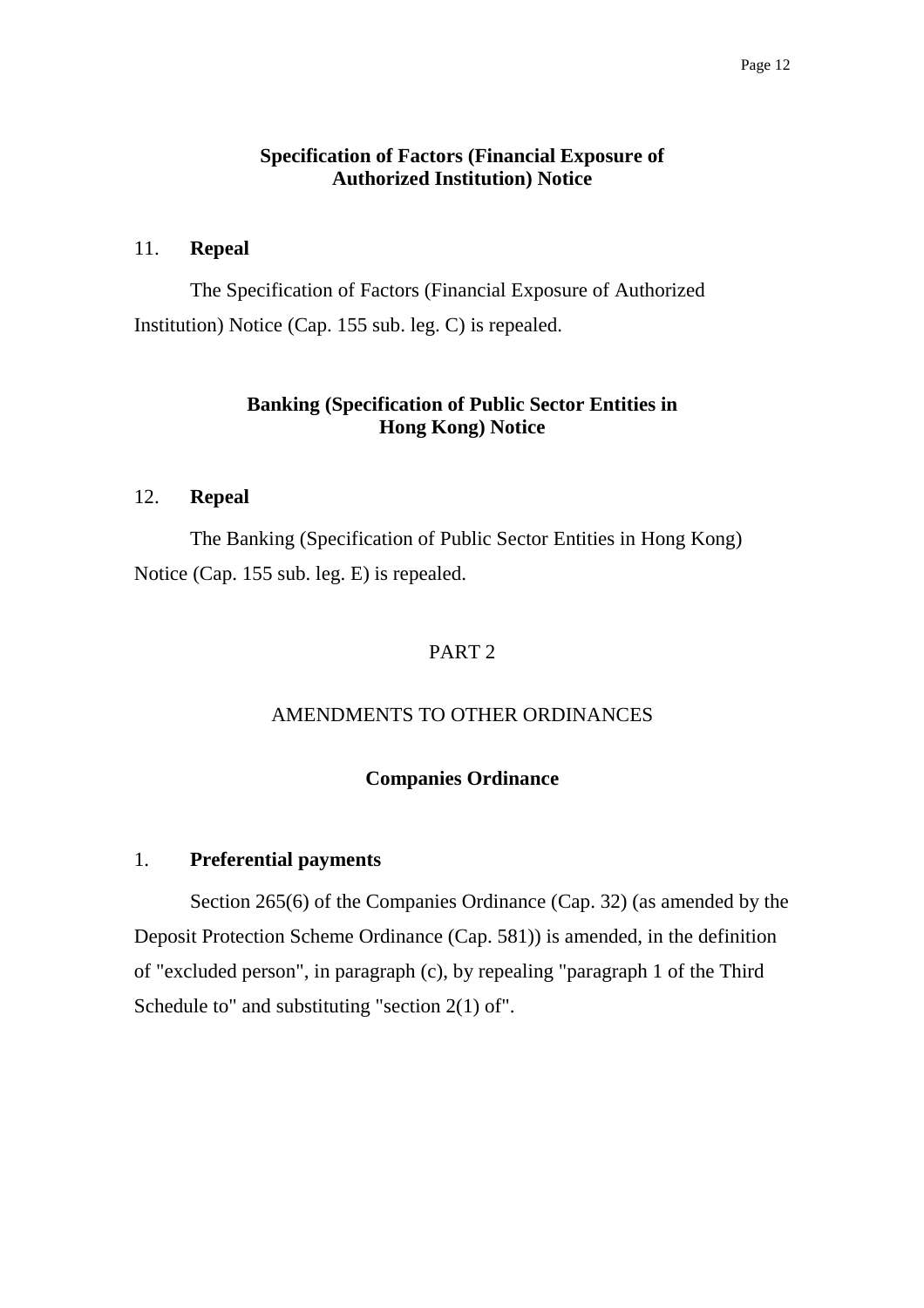**Specification of Factors (Financial Exposure of Authorized Institution) Notice**

11. **Repeal**

The Specification of Factors (Financial Exposure of Authorized Institution) Notice (Cap. 155 sub. leg. C) is repealed.

**Banking (Specification of Public Sector Entities in Hong Kong) Notice**

12. **Repeal**

The Banking (Specification of Public Sector Entities in Hong Kong) Notice (Cap. 155 sub. leg. E) is repealed.

PART 2

AMENDMENTS TO OTHER ORDINANCES

**Companies Ordinance**

1. **Preferential payments**

Section 265(6) of the Companies Ordinance (Cap. 32) (as amended by the Deposit Protection Scheme Ordinance (Cap. 581)) is amended, in the definition of "excluded person", in paragraph (c), by repealing "paragraph 1 of the Third Schedule to" and substituting "section 2(1) of".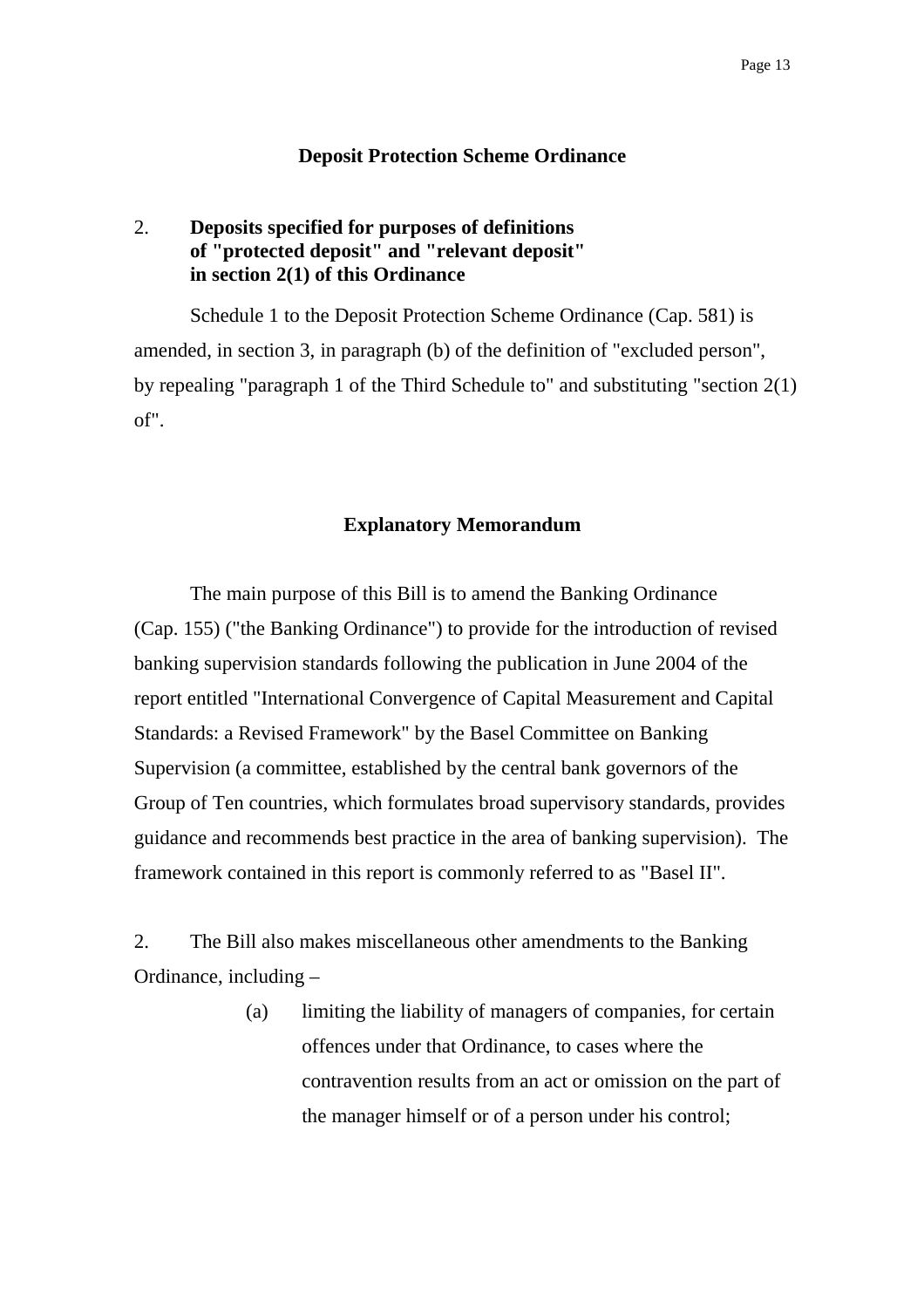## Deposit Protection Scheme Ordinance

### 2. Deposits specified for purposes of definitions of "protected deposit" and "relevant deposit" in section 2(1) of this Ordinance

Schedule 1 to the Deposit Protection Scheme Ordinance (Cap. 581) is amended, in section 3, in paragraph (b) of the definition of "excluded person", by repealing "paragraph 1 of the Third Schedule to" and substituting "section 2(1) of".

## Explanatory Memorandum

The main purpose of this Bill is to amend the Banking Ordinance (Cap. 155) ("the Banking Ordinance") to provide for the introduction of revised banking supervision standards following the publication in June 2004 of the report entitled "International Convergence of Capital Measurement and Capital Standards: a Revised Framework" by the Basel Committee on Banking Supervision (a committee, established by the central bank governors of the Group of Ten countries, which formulates broad supervisory standards, provides guidance and recommends best practice in the area of banking supervision). The framework contained in this report is commonly referred to as "Basel II".

2. The Bill also makes miscellaneous other amendments to the Banking Ordinance, including –

(a) limiting the liability of managers of companies, for certain offences under that Ordinance, to cases where the contravention results from an act or omission on the part of the manager himself or of a person under his control;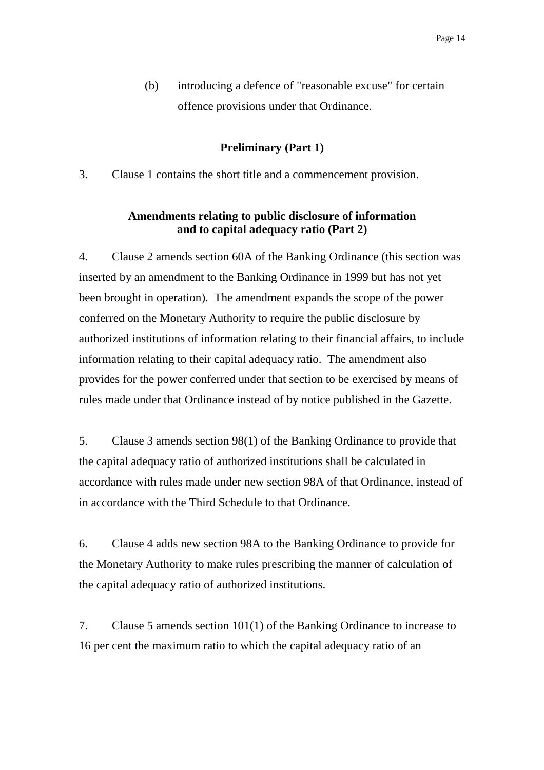(b) introducing a defence of "reasonable excuse" for certain offence provisions under that Ordinance.

**Preliminary (Part 1)**

3. Clause 1 contains the short title and a commencement provision.

**Amendments relating to public disclosure of information and to capital adequacy ratio (Part 2)**

4. Clause 2 amends section 60A of the Banking Ordinance (this section was inserted by an amendment to the Banking Ordinance in 1999 but has not yet been brought in operation). The amendment expands the scope of the power conferred on the Monetary Authority to require the public disclosure by authorized institutions of information relating to their financial affairs, to include information relating to their capital adequacy ratio. The amendment also provides for the power conferred under that section to be exercised by means of rules made under that Ordinance instead of by notice published in the Gazette.

5. Clause 3 amends section 98(1) of the Banking Ordinance to provide that the capital adequacy ratio of authorized institutions shall be calculated in accordance with rules made under new section 98A of that Ordinance, instead of in accordance with the Third Schedule to that Ordinance.

6. Clause 4 adds new section 98A to the Banking Ordinance to provide for the Monetary Authority to make rules prescribing the manner of calculation of the capital adequacy ratio of authorized institutions.

7. Clause 5 amends section 101(1) of the Banking Ordinance to increase to 16 per cent the maximum ratio to which the capital adequacy ratio of an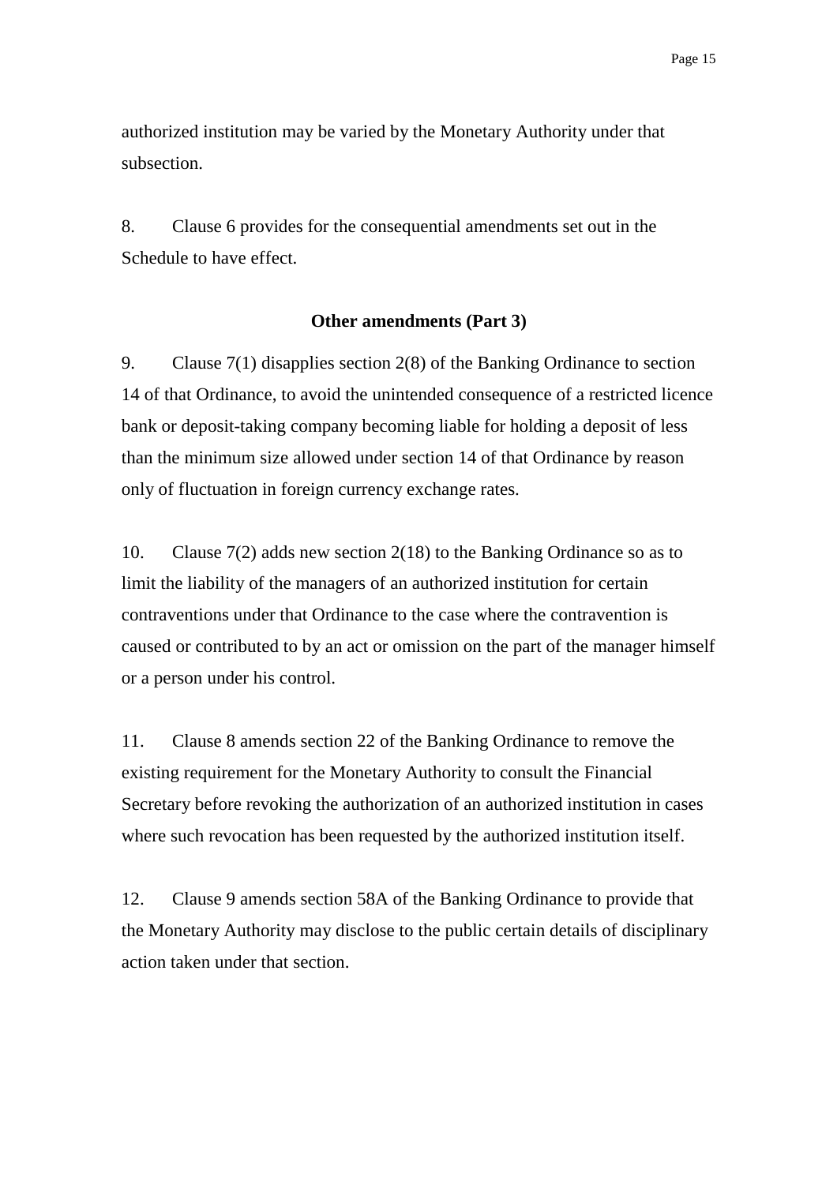authorized institution may be varied by the Monetary Authority under that subsection.

8. Clause 6 provides for the consequential amendments set out in the Schedule to have effect.

**Other amendments (Part 3)**

9. Clause 7(1) disapplies section 2(8) of the Banking Ordinance to section 14 of that Ordinance, to avoid the unintended consequence of a restricted licence bank or deposit-taking company becoming liable for holding a deposit of less than the minimum size allowed under section 14 of that Ordinance by reason only of fluctuation in foreign currency exchange rates.

10. Clause 7(2) adds new section 2(18) to the Banking Ordinance so as to limit the liability of the managers of an authorized institution for certain contraventions under that Ordinance to the case where the contravention is caused or contributed to by an act or omission on the part of the manager himself or a person under his control.

11. Clause 8 amends section 22 of the Banking Ordinance to remove the existing requirement for the Monetary Authority to consult the Financial Secretary before revoking the authorization of an authorized institution in cases where such revocation has been requested by the authorized institution itself.

12. Clause 9 amends section 58A of the Banking Ordinance to provide that the Monetary Authority may disclose to the public certain details of disciplinary action taken under that section.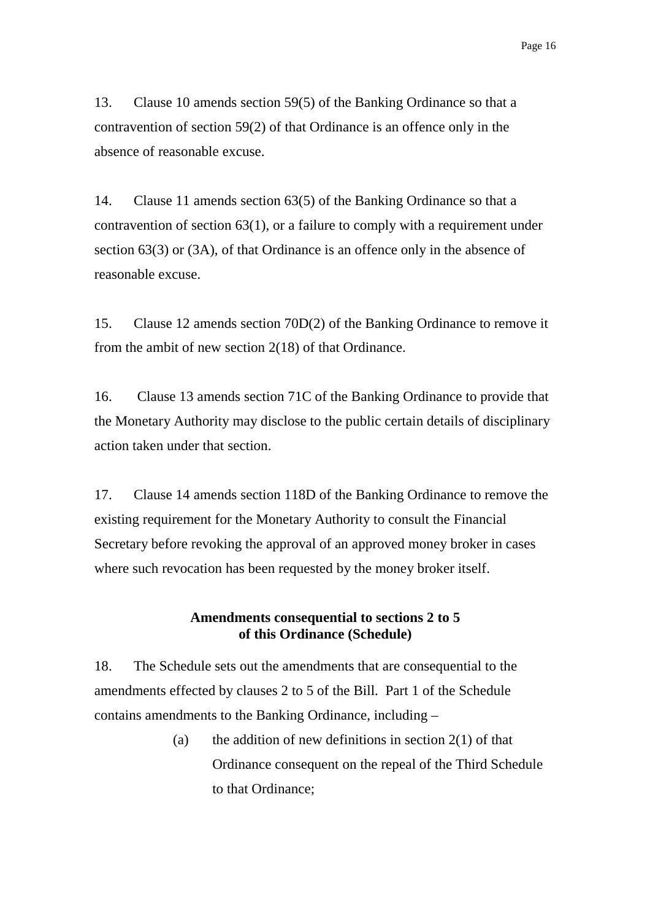13. Clause 10 amends section 59(5) of the Banking Ordinance so that a contravention of section 59(2) of that Ordinance is an offence only in the absence of reasonable excuse.

14. Clause 11 amends section 63(5) of the Banking Ordinance so that a contravention of section 63(1), or a failure to comply with a requirement under section 63(3) or (3A), of that Ordinance is an offence only in the absence of reasonable excuse.

15. Clause 12 amends section 70D(2) of the Banking Ordinance to remove it from the ambit of new section 2(18) of that Ordinance.

16. Clause 13 amends section 71C of the Banking Ordinance to provide that the Monetary Authority may disclose to the public certain details of disciplinary action taken under that section.

17. Clause 14 amends section 118D of the Banking Ordinance to remove the existing requirement for the Monetary Authority to consult the Financial Secretary before revoking the approval of an approved money broker in cases where such revocation has been requested by the money broker itself.

**Amendments consequential to sections 2 to 5 of this Ordinance (Schedule)**

18. The Schedule sets out the amendments that are consequential to the amendments effected by clauses 2 to 5 of the Bill. Part 1 of the Schedule contains amendments to the Banking Ordinance, including –

(a) the addition of new definitions in section 2(1) of that Ordinance consequent on the repeal of the Third Schedule to that Ordinance;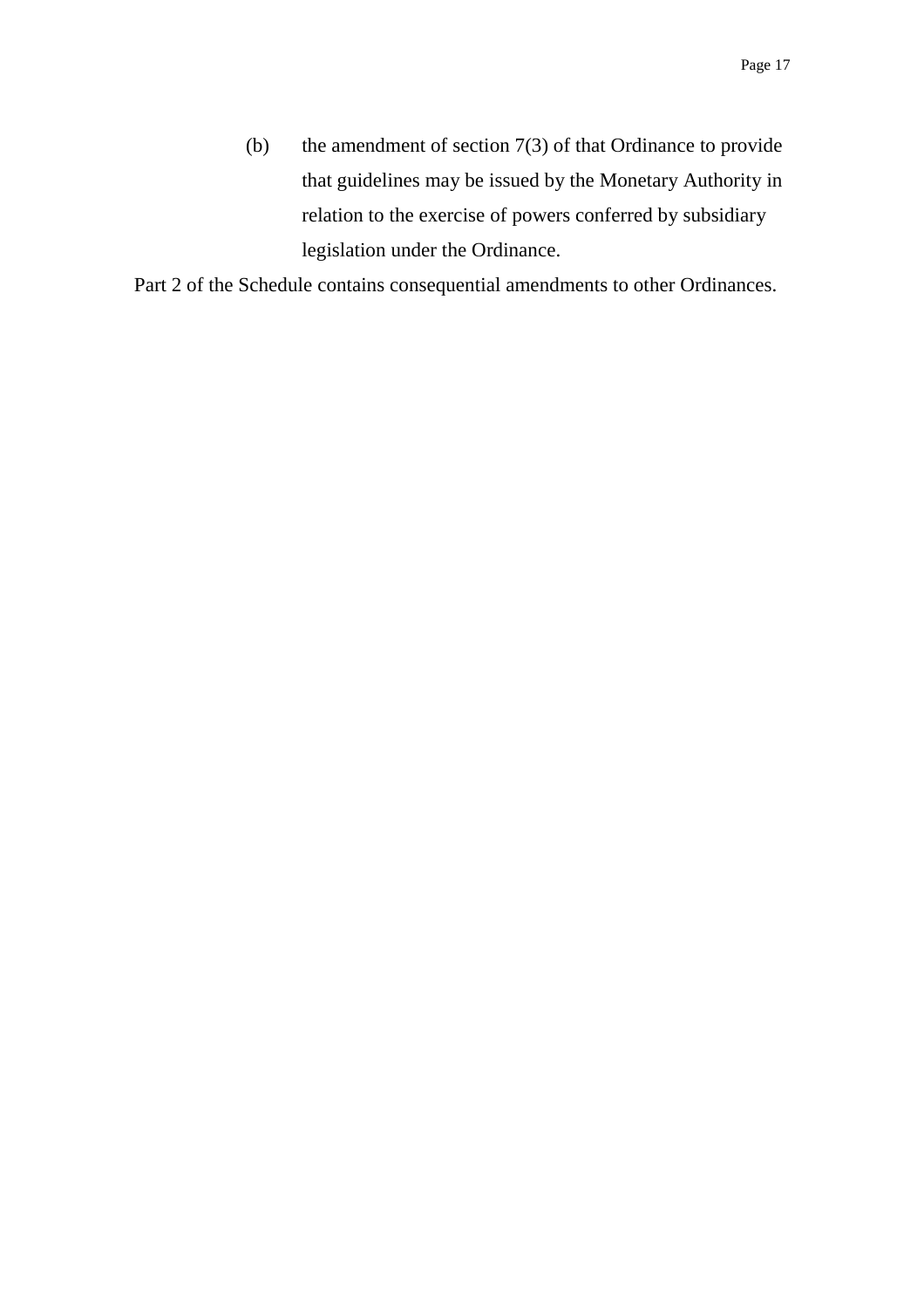(b) the amendment of section 7(3) of that Ordinance to provide that guidelines may be issued by the Monetary Authority in relation to the exercise of powers conferred by subsidiary legislation under the Ordinance.

Part 2 of the Schedule contains consequential amendments to other Ordinances.